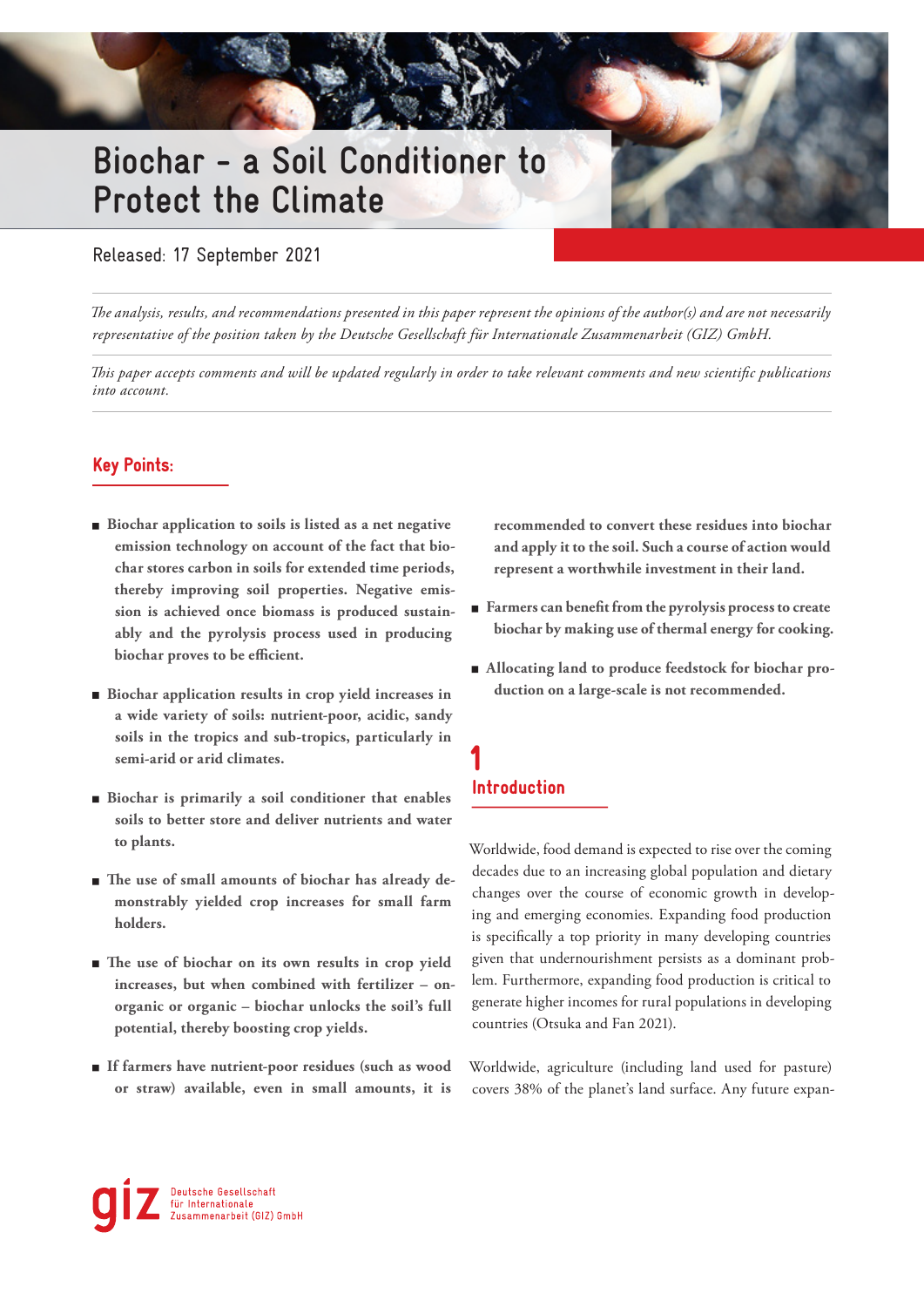# Biochar – a Soil Conditioner to Protect the Climate

Released: 17 September 2021

*The analysis, results, and recommendations presented in this paper represent the opinions of the author(s) and are not necessarily representative of the position taken by the Deutsche Gesellschaft für Internationale Zusammenarbeit (GIZ) GmbH.*

*This paper accepts comments and will be updated regularly in order to take relevant comments and new scientific publications into account.*

## Key Points:

- **Biochar application to soils is listed as a net negative emission technology on account of the fact that biochar stores carbon in soils for extended time periods, thereby improving soil properties. Negative emission is achieved once biomass is produced sustainably and the pyrolysis process used in producing biochar proves to be efficient.**
- **Biochar application results in crop yield increases in a wide variety of soils: nutrient-poor, acidic, sandy soils in the tropics and sub-tropics, particularly in semi-arid or arid climates.**
- **Biochar is primarily a soil conditioner that enables soils to better store and deliver nutrients and water to plants.**
- **The use of small amounts of biochar has already demonstrably yielded crop increases for small farm holders.**
- **The use of biochar on its own results in crop yield increases, but when combined with fertilizer – onorganic or organic – biochar unlocks the soil's full potential, thereby boosting crop yields.**
- **If farmers have nutrient-poor residues (such as wood or straw) available, even in small amounts, it is recommended to convert these residues into biochar and apply it to the soil. Such a course of action would represent a worthwhile investment in their land.**
- **Farmers can benefit from the pyrolysis process to create biochar by making use of thermal energy for cooking.**
- **Allocating land to produce feedstock for biochar production on a large-scale is not recommended.**

## 1 Introduction

Worldwide, food demand is expected to rise over the coming decades due to an increasing global population and dietary changes over the course of economic growth in developing and emerging economies. Expanding food production is specifically a top priority in many developing countries given that undernourishment persists as a dominant problem. Furthermore, expanding food production is critical to generate higher incomes for rural populations in developing countries (Otsuka and Fan 2021).

Worldwide, agriculture (including land used for pasture) covers 38% of the planet's land surface. Any future expan-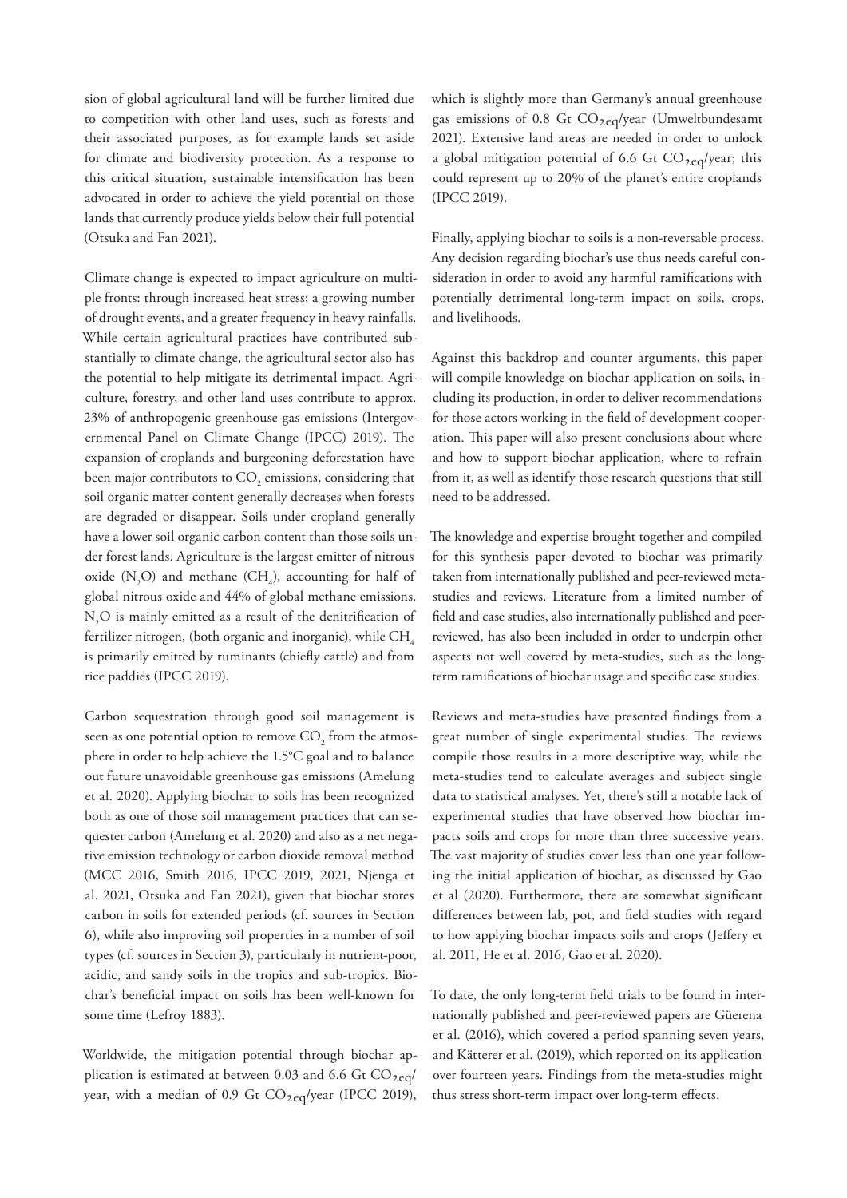sion of global agricultural land will be further limited due to competition with other land uses, such as forests and their associated purposes, as for example lands set aside for climate and biodiversity protection. As a response to this critical situation, sustainable intensification has been advocated in order to achieve the yield potential on those lands that currently produce yields below their full potential (Otsuka and Fan 2021).

Climate change is expected to impact agriculture on multiple fronts: through increased heat stress; a growing number of drought events, and a greater frequency in heavy rainfalls. While certain agricultural practices have contributed substantially to climate change, the agricultural sector also has the potential to help mitigate its detrimental impact. Agriculture, forestry, and other land uses contribute to approx. 23% of anthropogenic greenhouse gas emissions (Intergovernmental Panel on Climate Change (IPCC) 2019). The expansion of croplands and burgeoning deforestation have been major contributors to $CO_2$ emissions, considering that soil organic matter content generally decreases when forests are degraded or disappear. Soils under cropland generally have a lower soil organic carbon content than those soils under forest lands. Agriculture is the largest emitter of nitrous oxide ($N_2O$) and methane ($CH_4$), accounting for half of global nitrous oxide and 44% of global methane emissions. $N_2O$ is mainly emitted as a result of the denitrification of fertilizer nitrogen, (both organic and inorganic), while $CH_4$ is primarily emitted by ruminants (chiefly cattle) and from rice paddies (IPCC 2019).

Carbon sequestration through good soil management is seen as one potential option to remove $CO_2$ from the atmosphere in order to help achieve the 1.5°C goal and to balance out future unavoidable greenhouse gas emissions (Amelung et al. 2020). Applying biochar to soils has been recognized both as one of those soil management practices that can sequester carbon (Amelung et al. 2020) and also as a net negative emission technology or carbon dioxide removal method (MCC 2016, Smith 2016, IPCC 2019, 2021, Njenga et al. 2021, Otsuka and Fan 2021), given that biochar stores carbon in soils for extended periods (cf. sources in Section 6), while also improving soil properties in a number of soil types (cf. sources in Section 3), particularly in nutrient-poor, acidic, and sandy soils in the tropics and sub-tropics. Biochar's beneficial impact on soils has been well-known for some time (Lefroy 1883).

Worldwide, the mitigation potential through biochar application is estimated at between 0.03 and 6.6 Gt $CO_{2eq}$/year, with a median of 0.9 Gt $CO_{2eq}$/year (IPCC 2019), which is slightly more than Germany's annual greenhouse gas emissions of 0.8 Gt $CO_{2eq}$/year (Umweltbundesamt 2021). Extensive land areas are needed in order to unlock a global mitigation potential of 6.6 Gt $CO_{2eq}$/year; this could represent up to 20% of the planet's entire croplands (IPCC 2019).

Finally, applying biochar to soils is a non-reversable process. Any decision regarding biochar's use thus needs careful consideration in order to avoid any harmful ramifications with potentially detrimental long-term impact on soils, crops, and livelihoods.

Against this backdrop and counter arguments, this paper will compile knowledge on biochar application on soils, including its production, in order to deliver recommendations for those actors working in the field of development cooperation. This paper will also present conclusions about where and how to support biochar application, where to refrain from it, as well as identify those research questions that still need to be addressed.

The knowledge and expertise brought together and compiled for this synthesis paper devoted to biochar was primarily taken from internationally published and peer-reviewed meta-studies and reviews. Literature from a limited number of field and case studies, also internationally published and peer-reviewed, has also been included in order to underpin other aspects not well covered by meta-studies, such as the long-term ramifications of biochar usage and specific case studies.

Reviews and meta-studies have presented findings from a great number of single experimental studies. The reviews compile those results in a more descriptive way, while the meta-studies tend to calculate averages and subject single data to statistical analyses. Yet, there's still a notable lack of experimental studies that have observed how biochar impacts soils and crops for more than three successive years. The vast majority of studies cover less than one year following the initial application of biochar, as discussed by Gao et al (2020). Furthermore, there are somewhat significant differences between lab, pot, and field studies with regard to how applying biochar impacts soils and crops (Jeffery et al. 2011, He et al. 2016, Gao et al. 2020).

To date, the only long-term field trials to be found in internationally published and peer-reviewed papers are Güerena et al. (2016), which covered a period spanning seven years, and Kätterer et al. (2019), which reported on its application over fourteen years. Findings from the meta-studies might thus stress short-term impact over long-term effects.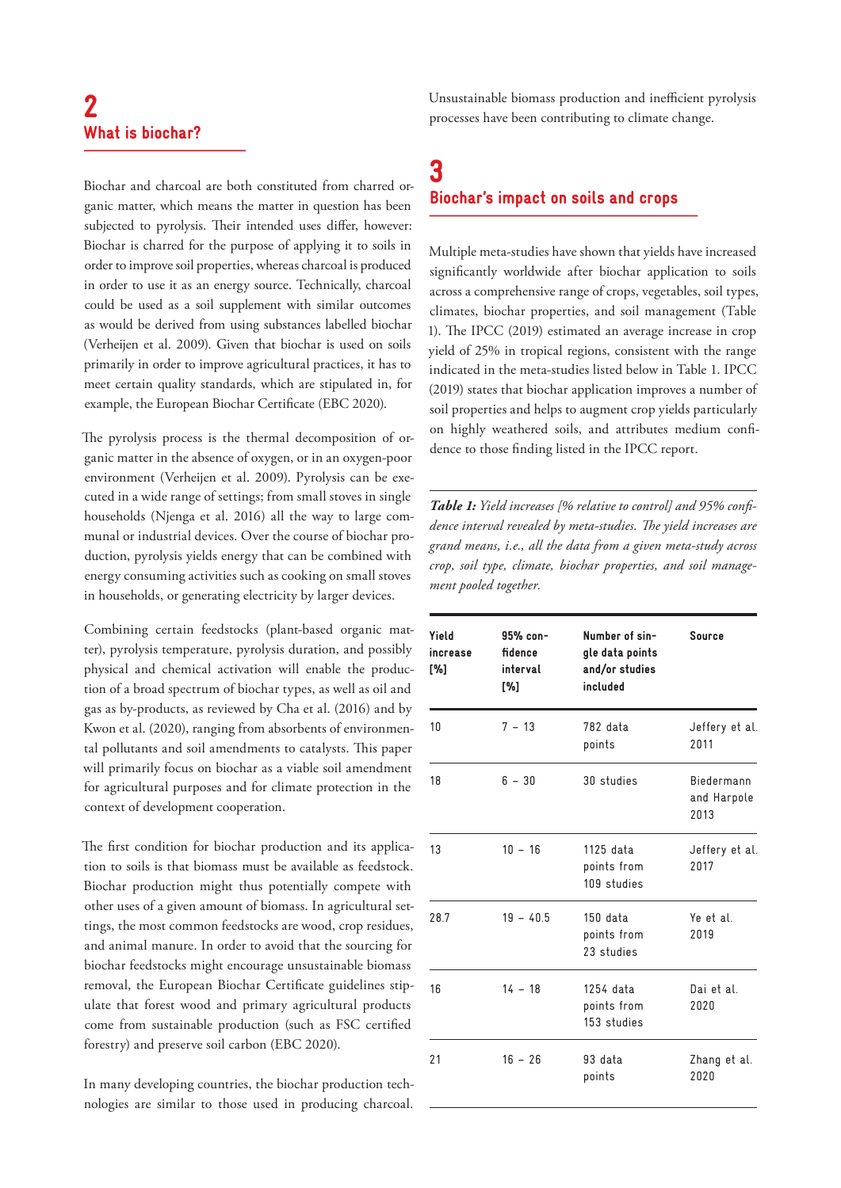## 2 What is biochar?

Biochar and charcoal are both constituted from charred organic matter, which means the matter in question has been subjected to pyrolysis. Their intended uses differ, however: Biochar is charred for the purpose of applying it to soils in order to improve soil properties, whereas charcoal is produced in order to use it as an energy source. Technically, charcoal could be used as a soil supplement with similar outcomes as would be derived from using substances labelled biochar (Verheijen et al. 2009). Given that biochar is used on soils primarily in order to improve agricultural practices, it has to meet certain quality standards, which are stipulated in, for example, the European Biochar Certificate (EBC 2020).

The pyrolysis process is the thermal decomposition of organic matter in the absence of oxygen, or in an oxygen-poor environment (Verheijen et al. 2009). Pyrolysis can be executed in a wide range of settings; from small stoves in single households (Njenga et al. 2016) all the way to large communal or industrial devices. Over the course of biochar production, pyrolysis yields energy that can be combined with energy consuming activities such as cooking on small stoves in households, or generating electricity by larger devices.

Combining certain feedstocks (plant-based organic matter), pyrolysis temperature, pyrolysis duration, and possibly physical and chemical activation will enable the production of a broad spectrum of biochar types, as well as oil and gas as by-products, as reviewed by Cha et al. (2016) and by Kwon et al. (2020), ranging from absorbents of environmental pollutants and soil amendments to catalysts. This paper will primarily focus on biochar as a viable soil amendment for agricultural purposes and for climate protection in the context of development cooperation.

The first condition for biochar production and its application to soils is that biomass must be available as feedstock. Biochar production might thus potentially compete with other uses of a given amount of biomass. In agricultural settings, the most common feedstocks are wood, crop residues, and animal manure. In order to avoid that the sourcing for biochar feedstocks might encourage unsustainable biomass removal, the European Biochar Certificate guidelines stipulate that forest wood and primary agricultural products come from sustainable production (such as FSC certified forestry) and preserve soil carbon (EBC 2020).

In many developing countries, the biochar production technologies are similar to those used in producing charcoal. Unsustainable biomass production and inefficient pyrolysis processes have been contributing to climate change.

## 3 Biochar's impact on soils and crops

Multiple meta-studies have shown that yields have increased significantly worldwide after biochar application to soils across a comprehensive range of crops, vegetables, soil types, climates, biochar properties, and soil management (Table 1). The IPCC (2019) estimated an average increase in crop yield of 25% in tropical regions, consistent with the range indicated in the meta-studies listed below in Table 1. IPCC (2019) states that biochar application improves a number of soil properties and helps to augment crop yields particularly on highly weathered soils, and attributes medium confidence to those finding listed in the IPCC report.

***Table 1:** Yield increases [% relative to control] and 95% confidence interval revealed by meta-studies. The yield increases are grand means, i.e., all the data from a given meta-study across crop, soil type, climate, biochar properties, and soil management pooled together.*

| Yield increase [%] | 95% confidence interval [%] | Number of single data points and/or studies included | Source |
|---|---|---|---|
| 10 | 7 – 13 | 782 data points | Jeffery et al. 2011 |
| 18 | 6 – 30 | 30 studies | Biedermann and Harpole 2013 |
| 13 | 10 – 16 | 1125 data points from 109 studies | Jeffery et al. 2017 |
| 28.7 | 19 – 40.5 | 150 data points from 23 studies | Ye et al. 2019 |
| 16 | 14 – 18 | 1254 data points from 153 studies | Dai et al. 2020 |
| 21 | 16 – 26 | 93 data points | Zhang et al. 2020 |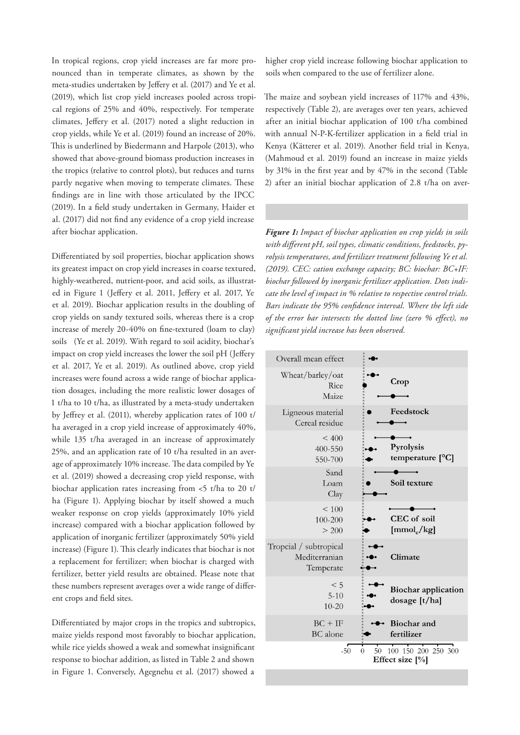In tropical regions, crop yield increases are far more pronounced than in temperate climates, as shown by the meta-studies undertaken by Jeffery et al. (2017) and Ye et al. (2019), which list crop yield increases pooled across tropical regions of 25% and 40%, respectively. For temperate climates, Jeffery et al. (2017) noted a slight reduction in crop yields, while Ye et al. (2019) found an increase of 20%. This is underlined by Biedermann and Harpole (2013), who showed that above-ground biomass production increases in the tropics (relative to control plots), but reduces and turns partly negative when moving to temperate climates. These findings are in line with those articulated by the IPCC (2019). In a field study undertaken in Germany, Haider et al. (2017) did not find any evidence of a crop yield increase after biochar application.

Differentiated by soil properties, biochar application shows its greatest impact on crop yield increases in coarse textured, highly-weathered, nutrient-poor, and acid soils, as illustrated in Figure 1 (Jeffery et al. 2011, Jeffery et al. 2017, Ye et al. 2019). Biochar application results in the doubling of crop yields on sandy textured soils, whereas there is a crop increase of merely 20-40% on fine-textured (loam to clay) soils (Ye et al. 2019). With regard to soil acidity, biochar's impact on crop yield increases the lower the soil pH (Jeffery et al. 2017, Ye et al. 2019). As outlined above, crop yield increases were found across a wide range of biochar application dosages, including the more realistic lower dosages of 1 t/ha to 10 t/ha, as illustrated by a meta-study undertaken by Jeffrey et al. (2011), whereby application rates of 100 t/ha averaged in a crop yield increase of approximately 40%, while 135 t/ha averaged in an increase of approximately 25%, and an application rate of 10 t/ha resulted in an average of approximately 10% increase. The data compiled by Ye et al. (2019) showed a decreasing crop yield response, with biochar application rates increasing from <5 t/ha to 20 t/ha (Figure 1). Applying biochar by itself showed a much weaker response on crop yields (approximately 10% yield increase) compared with a biochar application followed by application of inorganic fertilizer (approximately 50% yield increase) (Figure 1). This clearly indicates that biochar is not a replacement for fertilizer; when biochar is charged with fertilizer, better yield results are obtained. Please note that these numbers represent averages over a wide range of different crops and field sites.

Differentiated by major crops in the tropics and subtropics, maize yields respond most favorably to biochar application, while rice yields showed a weak and somewhat insignificant response to biochar addition, as listed in Table 2 and shown in Figure 1. Conversely, Agegnehu et al. (2017) showed a higher crop yield increase following biochar application to soils when compared to the use of fertilizer alone.

The maize and soybean yield increases of 117% and 43%, respectively (Table 2), are averages over ten years, achieved after an initial biochar application of 100 t/ha combined with annual N-P-K-fertilizer application in a field trial in Kenya (Kätterer et al. 2019). Another field trial in Kenya, (Mahmoud et al. 2019) found an increase in maize yields by 31% in the first year and by 47% in the second (Table 2) after an initial biochar application of 2.8 t/ha on aver-

***Figure 1:*** *Impact of biochar application on crop yields in soils with different pH, soil types, climatic conditions, feedstocks, pyrolysis temperatures, and fertilizer treatment following Ye et al. (2019). CEC: cation exchange capacity; BC: biochar: BC+IF: biochar followed by inorganic fertilizer application. Dots indicate the level of impact in % relative to respective control trials. Bars indicate the 95% confidence interval. Where the left side of the error bar intersects the dotted line (zero % effect), no significant yield increase has been observed.*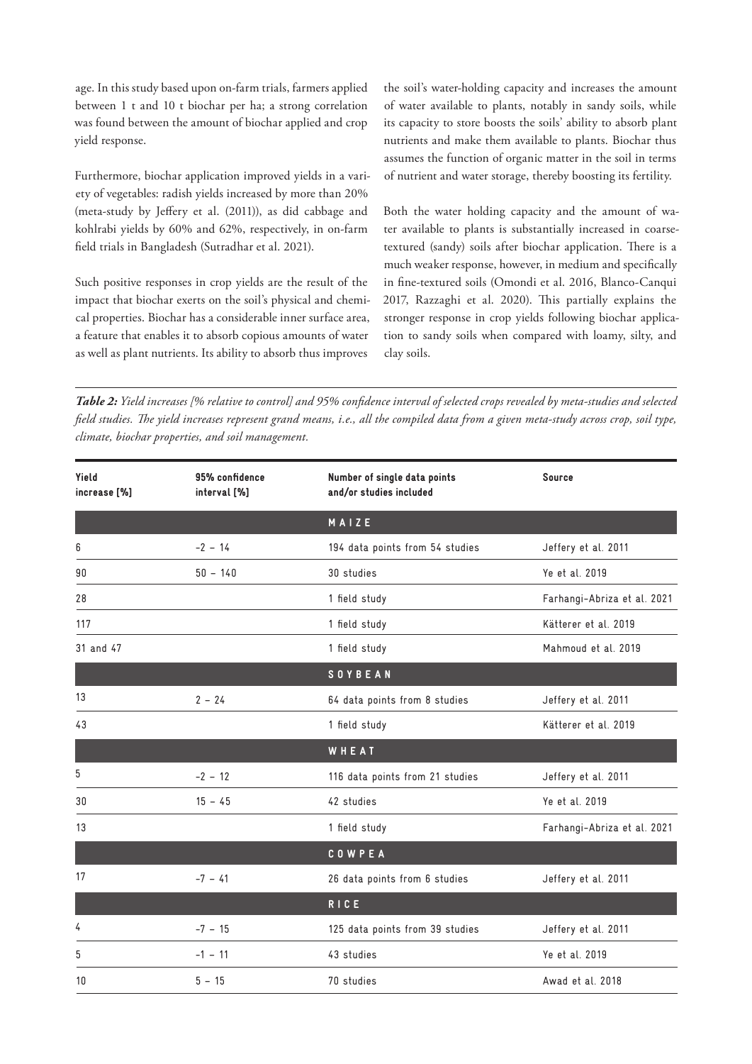age. In this study based upon on-farm trials, farmers applied between 1 t and 10 t biochar per ha; a strong correlation was found between the amount of biochar applied and crop yield response.

Furthermore, biochar application improved yields in a variety of vegetables: radish yields increased by more than 20% (meta-study by Jeffery et al. (2011)), as did cabbage and kohlrabi yields by 60% and 62%, respectively, in on-farm field trials in Bangladesh (Sutradhar et al. 2021).

Such positive responses in crop yields are the result of the impact that biochar exerts on the soil's physical and chemical properties. Biochar has a considerable inner surface area, a feature that enables it to absorb copious amounts of water as well as plant nutrients. Its ability to absorb thus improves the soil's water-holding capacity and increases the amount of water available to plants, notably in sandy soils, while its capacity to store boosts the soils' ability to absorb plant nutrients and make them available to plants. Biochar thus assumes the function of organic matter in the soil in terms of nutrient and water storage, thereby boosting its fertility.

Both the water holding capacity and the amount of water available to plants is substantially increased in coarse-textured (sandy) soils after biochar application. There is a much weaker response, however, in medium and specifically in fine-textured soils (Omondi et al. 2016, Blanco-Canqui 2017, Razzaghi et al. 2020). This partially explains the stronger response in crop yields following biochar application to sandy soils when compared with loamy, silty, and clay soils.

***Table 2:*** *Yield increases [% relative to control] and 95% confidence interval of selected crops revealed by meta-studies and selected field studies. The yield increases represent grand means, i.e., all the compiled data from a given meta-study across crop, soil type, climate, biochar properties, and soil management.*

| Yield increase [%] | 95% confidence interval [%] | Number of single data points and/or studies included | Source |
|---|---|---|---|
| | | **MAIZE** | |
| 6 | −2 – 14 | 194 data points from 54 studies | Jeffery et al. 2011 |
| 90 | 50 – 140 | 30 studies | Ye et al. 2019 |
| 28 | | 1 field study | Farhangi-Abriza et al. 2021 |
| 117 | | 1 field study | Kätterer et al. 2019 |
| 31 and 47 | | 1 field study | Mahmoud et al. 2019 |
| | | **SOYBEAN** | |
| 13 | 2 – 24 | 64 data points from 8 studies | Jeffery et al. 2011 |
| 43 | | 1 field study | Kätterer et al. 2019 |
| | | **WHEAT** | |
| 5 | −2 – 12 | 116 data points from 21 studies | Jeffery et al. 2011 |
| 30 | 15 – 45 | 42 studies | Ye et al. 2019 |
| 13 | | 1 field study | Farhangi-Abriza et al. 2021 |
| | | **COWPEA** | |
| 17 | −7 – 41 | 26 data points from 6 studies | Jeffery et al. 2011 |
| | | **RICE** | |
| 4 | −7 – 15 | 125 data points from 39 studies | Jeffery et al. 2011 |
| 5 | −1 – 11 | 43 studies | Ye et al. 2019 |
| 10 | 5 – 15 | 70 studies | Awad et al. 2018 |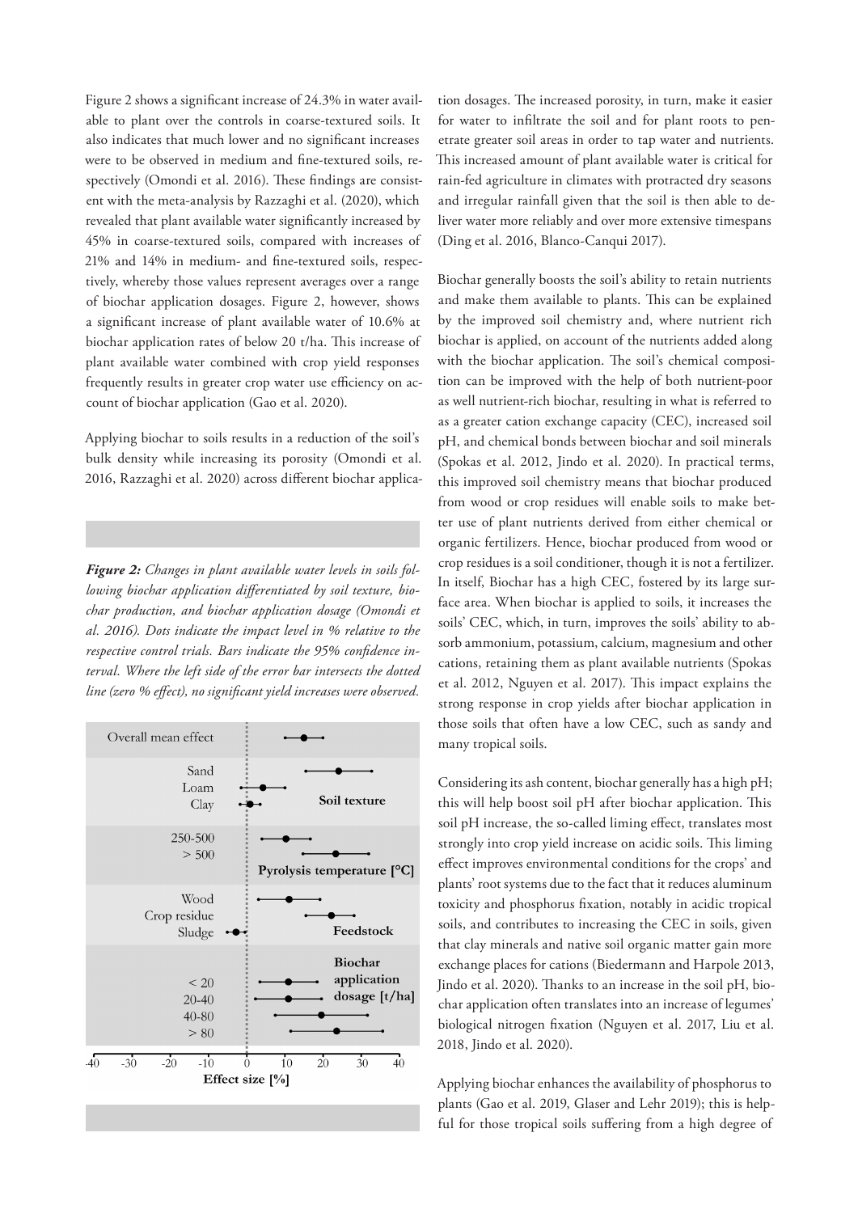Figure 2 shows a significant increase of 24.3% in water available to plant over the controls in coarse-textured soils. It also indicates that much lower and no significant increases were to be observed in medium and fine-textured soils, respectively (Omondi et al. 2016). These findings are consistent with the meta-analysis by Razzaghi et al. (2020), which revealed that plant available water significantly increased by 45% in coarse-textured soils, compared with increases of 21% and 14% in medium- and fine-textured soils, respectively, whereby those values represent averages over a range of biochar application dosages. Figure 2, however, shows a significant increase of plant available water of 10.6% at biochar application rates of below 20 t/ha. This increase of plant available water combined with crop yield responses frequently results in greater crop water use efficiency on account of biochar application (Gao et al. 2020).

Applying biochar to soils results in a reduction of the soil's bulk density while increasing its porosity (Omondi et al. 2016, Razzaghi et al. 2020) across different biochar application dosages. The increased porosity, in turn, make it easier for water to infiltrate the soil and for plant roots to penetrate greater soil areas in order to tap water and nutrients. This increased amount of plant available water is critical for rain-fed agriculture in climates with protracted dry seasons and irregular rainfall given that the soil is then able to deliver water more reliably and over more extensive timespans (Ding et al. 2016, Blanco-Canqui 2017).

***Figure 2:*** *Changes in plant available water levels in soils following biochar application differentiated by soil texture, biochar production, and biochar application dosage (Omondi et al. 2016). Dots indicate the impact level in % relative to the respective control trials. Bars indicate the 95% confidence interval. Where the left side of the error bar intersects the dotted line (zero % effect), no significant yield increases were observed.*

Biochar generally boosts the soil's ability to retain nutrients and make them available to plants. This can be explained by the improved soil chemistry and, where nutrient rich biochar is applied, on account of the nutrients added along with the biochar application. The soil's chemical composition can be improved with the help of both nutrient-poor as well nutrient-rich biochar, resulting in what is referred to as a greater cation exchange capacity (CEC), increased soil pH, and chemical bonds between biochar and soil minerals (Spokas et al. 2012, Jindo et al. 2020). In practical terms, this improved soil chemistry means that biochar produced from wood or crop residues will enable soils to make better use of plant nutrients derived from either chemical or organic fertilizers. Hence, biochar produced from wood or crop residues is a soil conditioner, though it is not a fertilizer. In itself, Biochar has a high CEC, fostered by its large surface area. When biochar is applied to soils, it increases the soils' CEC, which, in turn, improves the soils' ability to absorb ammonium, potassium, calcium, magnesium and other cations, retaining them as plant available nutrients (Spokas et al. 2012, Nguyen et al. 2017). This impact explains the strong response in crop yields after biochar application in those soils that often have a low CEC, such as sandy and many tropical soils.

Considering its ash content, biochar generally has a high pH; this will help boost soil pH after biochar application. This soil pH increase, the so-called liming effect, translates most strongly into crop yield increase on acidic soils. This liming effect improves environmental conditions for the crops' and plants' root systems due to the fact that it reduces aluminum toxicity and phosphorus fixation, notably in acidic tropical soils, and contributes to increasing the CEC in soils, given that clay minerals and native soil organic matter gain more exchange places for cations (Biedermann and Harpole 2013, Jindo et al. 2020). Thanks to an increase in the soil pH, biochar application often translates into an increase of legumes' biological nitrogen fixation (Nguyen et al. 2017, Liu et al. 2018, Jindo et al. 2020).

Applying biochar enhances the availability of phosphorus to plants (Gao et al. 2019, Glaser and Lehr 2019); this is helpful for those tropical soils suffering from a high degree of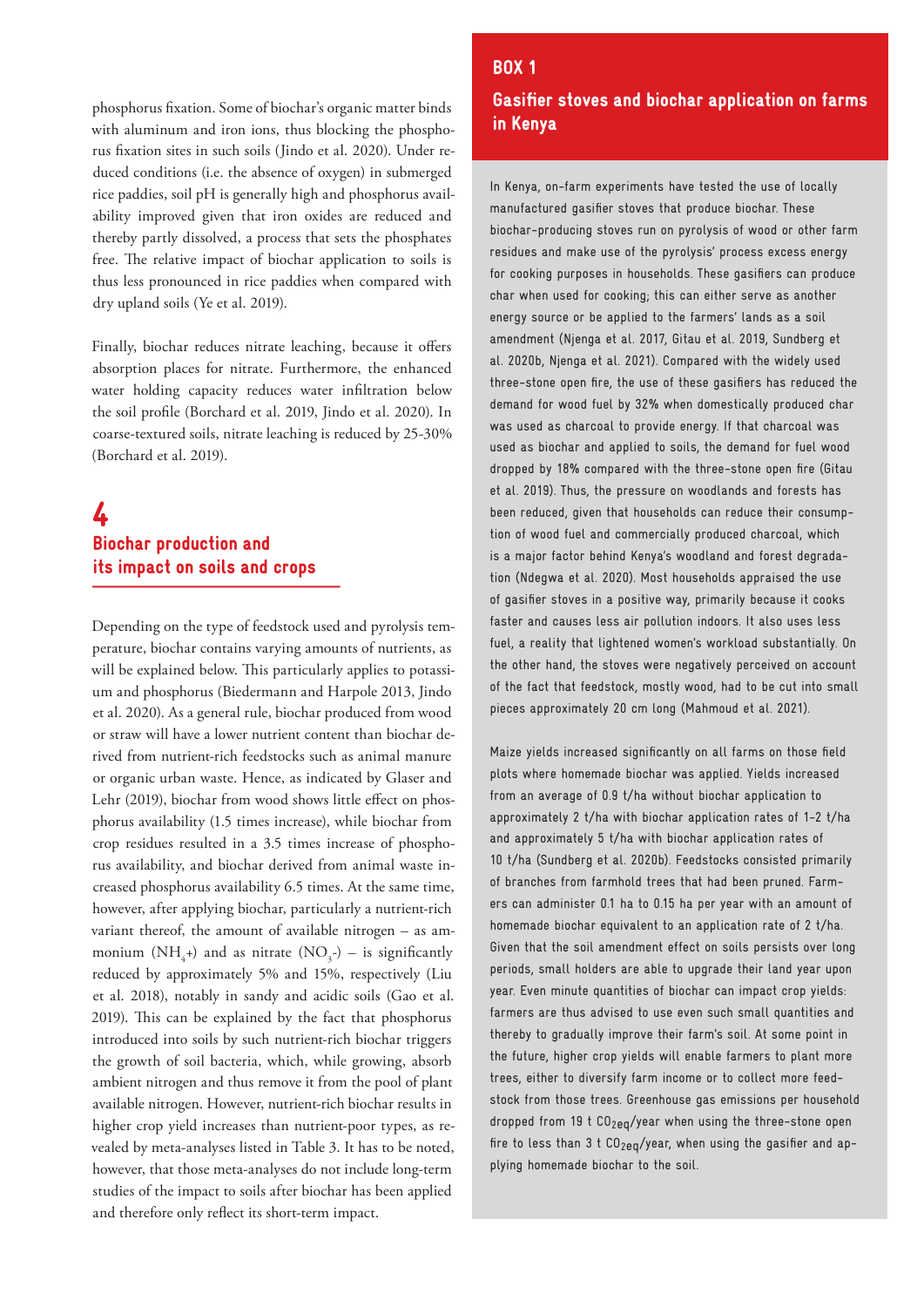phosphorus fixation. Some of biochar's organic matter binds with aluminum and iron ions, thus blocking the phosphorus fixation sites in such soils (Jindo et al. 2020). Under reduced conditions (i.e. the absence of oxygen) in submerged rice paddies, soil pH is generally high and phosphorus availability improved given that iron oxides are reduced and thereby partly dissolved, a process that sets the phosphates free. The relative impact of biochar application to soils is thus less pronounced in rice paddies when compared with dry upland soils (Ye et al. 2019).

Finally, biochar reduces nitrate leaching, because it offers absorption places for nitrate. Furthermore, the enhanced water holding capacity reduces water infiltration below the soil profile (Borchard et al. 2019, Jindo et al. 2020). In coarse-textured soils, nitrate leaching is reduced by 25-30% (Borchard et al. 2019).

## 4 Biochar production and its impact on soils and crops

Depending on the type of feedstock used and pyrolysis temperature, biochar contains varying amounts of nutrients, as will be explained below. This particularly applies to potassium and phosphorus (Biedermann and Harpole 2013, Jindo et al. 2020). As a general rule, biochar produced from wood or straw will have a lower nutrient content than biochar derived from nutrient-rich feedstocks such as animal manure or organic urban waste. Hence, as indicated by Glaser and Lehr (2019), biochar from wood shows little effect on phosphorus availability (1.5 times increase), while biochar from crop residues resulted in a 3.5 times increase of phosphorus availability, and biochar derived from animal waste increased phosphorus availability 6.5 times. At the same time, however, after applying biochar, particularly a nutrient-rich variant thereof, the amount of available nitrogen – as ammonium ($NH_4^+$) and as nitrate ($NO_3^-$) – is significantly reduced by approximately 5% and 15%, respectively (Liu et al. 2018), notably in sandy and acidic soils (Gao et al. 2019). This can be explained by the fact that phosphorus introduced into soils by such nutrient-rich biochar triggers the growth of soil bacteria, which, while growing, absorb ambient nitrogen and thus remove it from the pool of plant available nitrogen. However, nutrient-rich biochar results in higher crop yield increases than nutrient-poor types, as revealed by meta-analyses listed in Table 3. It has to be noted, however, that those meta-analyses do not include long-term studies of the impact to soils after biochar has been applied and therefore only reflect its short-term impact.

### BOX 1
### Gasifier stoves and biochar application on farms in Kenya

In Kenya, on-farm experiments have tested the use of locally manufactured gasifier stoves that produce biochar. These biochar-producing stoves run on pyrolysis of wood or other farm residues and make use of the pyrolysis' process excess energy for cooking purposes in households. These gasifiers can produce char when used for cooking; this can either serve as another energy source or be applied to the farmers' lands as a soil amendment (Njenga et al. 2017, Gitau et al. 2019, Sundberg et al. 2020b, Njenga et al. 2021). Compared with the widely used three-stone open fire, the use of these gasifiers has reduced the demand for wood fuel by 32% when domestically produced char was used as charcoal to provide energy. If that charcoal was used as biochar and applied to soils, the demand for fuel wood dropped by 18% compared with the three-stone open fire (Gitau et al. 2019). Thus, the pressure on woodlands and forests has been reduced, given that households can reduce their consumption of wood fuel and commercially produced charcoal, which is a major factor behind Kenya's woodland and forest degradation (Ndegwa et al. 2020). Most households appraised the use of gasifier stoves in a positive way, primarily because it cooks faster and causes less air pollution indoors. It also uses less fuel, a reality that lightened women's workload substantially. On the other hand, the stoves were negatively perceived on account of the fact that feedstock, mostly wood, had to be cut into small pieces approximately 20 cm long (Mahmoud et al. 2021).

Maize yields increased significantly on all farms on those field plots where homemade biochar was applied. Yields increased from an average of 0.9 t/ha without biochar application to approximately 2 t/ha with biochar application rates of 1-2 t/ha and approximately 5 t/ha with biochar application rates of 10 t/ha (Sundberg et al. 2020b). Feedstocks consisted primarily of branches from farmhold trees that had been pruned. Farmers can administer 0.1 ha to 0.15 ha per year with an amount of homemade biochar equivalent to an application rate of 2 t/ha. Given that the soil amendment effect on soils persists over long periods, small holders are able to upgrade their land year upon year. Even minute quantities of biochar can impact crop yields: farmers are thus advised to use even such small quantities and thereby to gradually improve their farm's soil. At some point in the future, higher crop yields will enable farmers to plant more trees, either to diversify farm income or to collect more feedstock from those trees. Greenhouse gas emissions per household dropped from 19 t $CO_{2eq}$/year when using the three-stone open fire to less than 3 t $CO_{2eq}$/year, when using the gasifier and applying homemade biochar to the soil.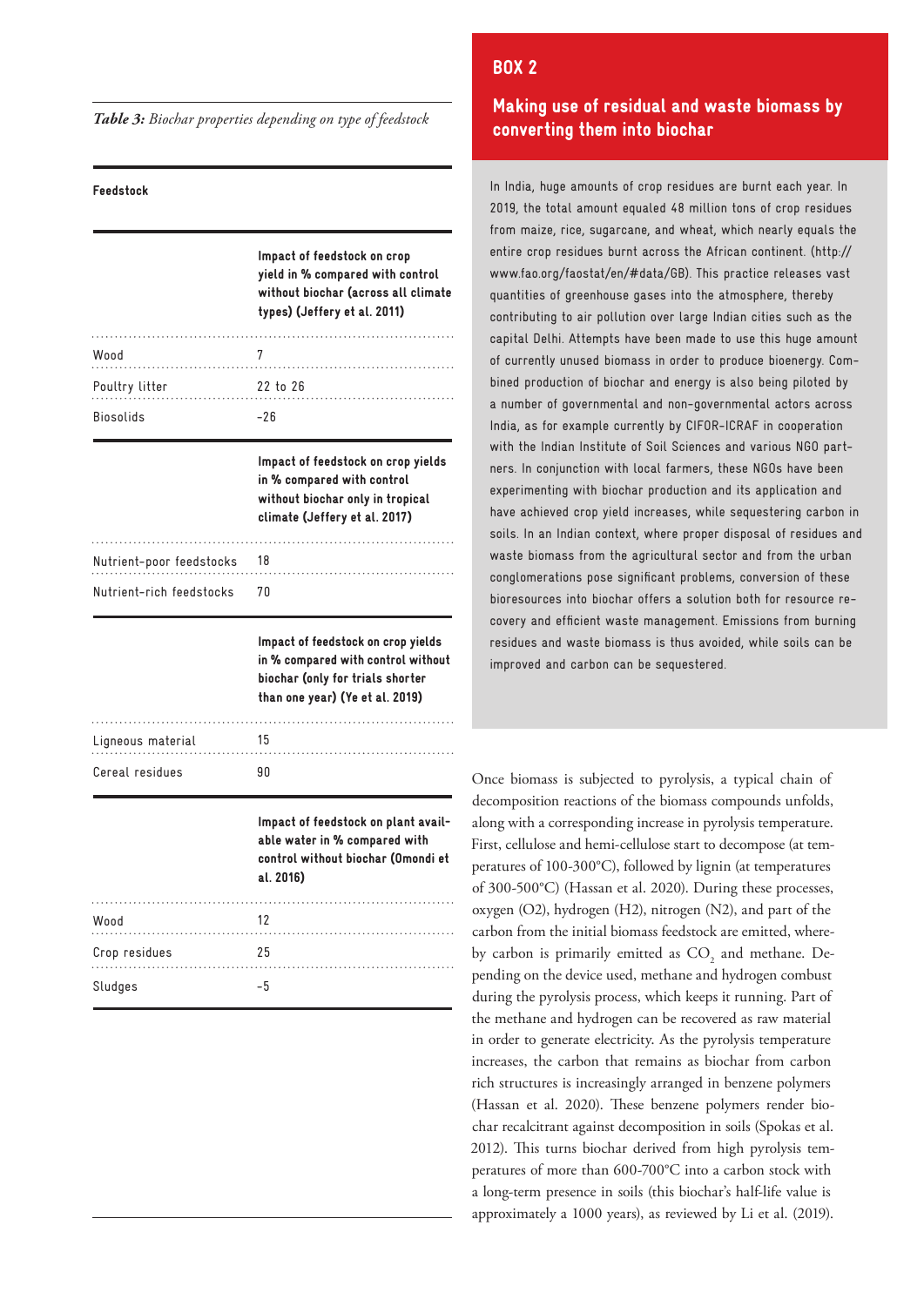*Table 3: Biochar properties depending on type of feedstock*

| Feedstock | |
|---|---|
| | **Impact of feedstock on crop yield in % compared with control without biochar (across all climate types) (Jeffery et al. 2011)** |
| Wood | 7 |
| Poultry litter | 22 to 26 |
| Biosolids | −26 |
| | **Impact of feedstock on crop yields in % compared with control without biochar only in tropical climate (Jeffery et al. 2017)** |
| Nutrient-poor feedstocks | 18 |
| Nutrient-rich feedstocks | 70 |
| | **Impact of feedstock on crop yields in % compared with control without biochar (only for trials shorter than one year) (Ye et al. 2019)** |
| Ligneous material | 15 |
| Cereal residues | 90 |
| | **Impact of feedstock on plant available water in % compared with control without biochar (Omondi et al. 2016)** |
| Wood | 12 |
| Crop residues | 25 |
| Sludges | −5 |

## BOX 2

### Making use of residual and waste biomass by converting them into biochar

In India, huge amounts of crop residues are burnt each year. In 2019, the total amount equaled 48 million tons of crop residues from maize, rice, sugarcane, and wheat, which nearly equals the entire crop residues burnt across the African continent. (http://www.fao.org/faostat/en/#data/GB). This practice releases vast quantities of greenhouse gases into the atmosphere, thereby contributing to air pollution over large Indian cities such as the capital Delhi. Attempts have been made to use this huge amount of currently unused biomass in order to produce bioenergy. Combined production of biochar and energy is also being piloted by a number of governmental and non-governmental actors across India, as for example currently by CIFOR-ICRAF in cooperation with the Indian Institute of Soil Sciences and various NGO partners. In conjunction with local farmers, these NGOs have been experimenting with biochar production and its application and have achieved crop yield increases, while sequestering carbon in soils. In an Indian context, where proper disposal of residues and waste biomass from the agricultural sector and from the urban conglomerations pose significant problems, conversion of these bioresources into biochar offers a solution both for resource recovery and efficient waste management. Emissions from burning residues and waste biomass is thus avoided, while soils can be improved and carbon can be sequestered.

Once biomass is subjected to pyrolysis, a typical chain of decomposition reactions of the biomass compounds unfolds, along with a corresponding increase in pyrolysis temperature. First, cellulose and hemi-cellulose start to decompose (at temperatures of 100-300°C), followed by lignin (at temperatures of 300-500°C) (Hassan et al. 2020). During these processes, oxygen (O2), hydrogen (H2), nitrogen (N2), and part of the carbon from the initial biomass feedstock are emitted, whereby carbon is primarily emitted as $CO_2$ and methane. Depending on the device used, methane and hydrogen combust during the pyrolysis process, which keeps it running. Part of the methane and hydrogen can be recovered as raw material in order to generate electricity. As the pyrolysis temperature increases, the carbon that remains as biochar from carbon rich structures is increasingly arranged in benzene polymers (Hassan et al. 2020). These benzene polymers render biochar recalcitrant against decomposition in soils (Spokas et al. 2012). This turns biochar derived from high pyrolysis temperatures of more than 600-700°C into a carbon stock with a long-term presence in soils (this biochar's half-life value is approximately a 1000 years), as reviewed by Li et al. (2019).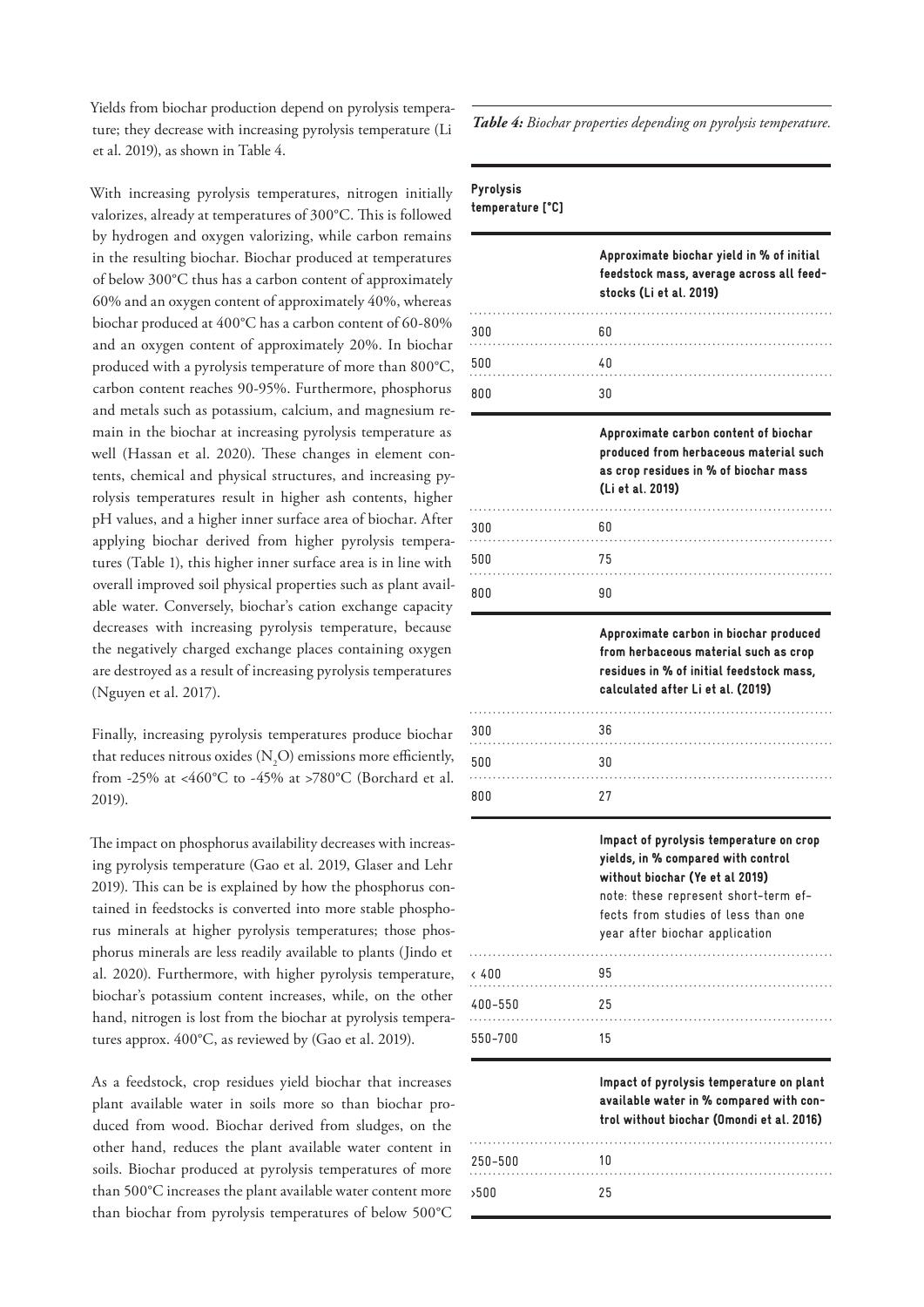Yields from biochar production depend on pyrolysis temperature; they decrease with increasing pyrolysis temperature (Li et al. 2019), as shown in Table 4.

With increasing pyrolysis temperatures, nitrogen initially valorizes, already at temperatures of 300°C. This is followed by hydrogen and oxygen valorizing, while carbon remains in the resulting biochar. Biochar produced at temperatures of below 300°C thus has a carbon content of approximately 60% and an oxygen content of approximately 40%, whereas biochar produced at 400°C has a carbon content of 60-80% and an oxygen content of approximately 20%. In biochar produced with a pyrolysis temperature of more than 800°C, carbon content reaches 90-95%. Furthermore, phosphorus and metals such as potassium, calcium, and magnesium remain in the biochar at increasing pyrolysis temperature as well (Hassan et al. 2020). These changes in element contents, chemical and physical structures, and increasing pyrolysis temperatures result in higher ash contents, higher pH values, and a higher inner surface area of biochar. After applying biochar derived from higher pyrolysis temperatures (Table 1), this higher inner surface area is in line with overall improved soil physical properties such as plant available water. Conversely, biochar's cation exchange capacity decreases with increasing pyrolysis temperature, because the negatively charged exchange places containing oxygen are destroyed as a result of increasing pyrolysis temperatures (Nguyen et al. 2017).

Finally, increasing pyrolysis temperatures produce biochar that reduces nitrous oxides ($N_2O$) emissions more efficiently, from -25% at <460°C to -45% at >780°C (Borchard et al. 2019).

The impact on phosphorus availability decreases with increasing pyrolysis temperature (Gao et al. 2019, Glaser and Lehr 2019). This can be is explained by how the phosphorus contained in feedstocks is converted into more stable phosphorus minerals at higher pyrolysis temperatures; those phosphorus minerals are less readily available to plants (Jindo et al. 2020). Furthermore, with higher pyrolysis temperature, biochar's potassium content increases, while, on the other hand, nitrogen is lost from the biochar at pyrolysis temperatures approx. 400°C, as reviewed by (Gao et al. 2019).

As a feedstock, crop residues yield biochar that increases plant available water in soils more so than biochar produced from wood. Biochar derived from sludges, on the other hand, reduces the plant available water content in soils. Biochar produced at pyrolysis temperatures of more than 500°C increases the plant available water content more than biochar from pyrolysis temperatures of below 500°C

*__Table 4:__ Biochar properties depending on pyrolysis temperature.*

| Pyrolysis temperature [°C] | |
|---|---|
| | **Approximate biochar yield in % of initial feedstock mass, average across all feedstocks (Li et al. 2019)** |
| 300 | 60 |
| 500 | 40 |
| 800 | 30 |
| | **Approximate carbon content of biochar produced from herbaceous material such as crop residues in % of biochar mass (Li et al. 2019)** |
| 300 | 60 |
| 500 | 75 |
| 800 | 90 |
| | **Approximate carbon in biochar produced from herbaceous material such as crop residues in % of initial feedstock mass, calculated after Li et al. (2019)** |
| 300 | 36 |
| 500 | 30 |
| 800 | 27 |
| | **Impact of pyrolysis temperature on crop yields, in % compared with control without biochar (Ye et al 2019)** note: these represent short-term effects from studies of less than one year after biochar application |
| < 400 | 95 |
| 400-550 | 25 |
| 550-700 | 15 |
| | **Impact of pyrolysis temperature on plant available water in % compared with control without biochar (Omondi et al. 2016)** |
| 250-500 | 10 |
| >500 | 25 |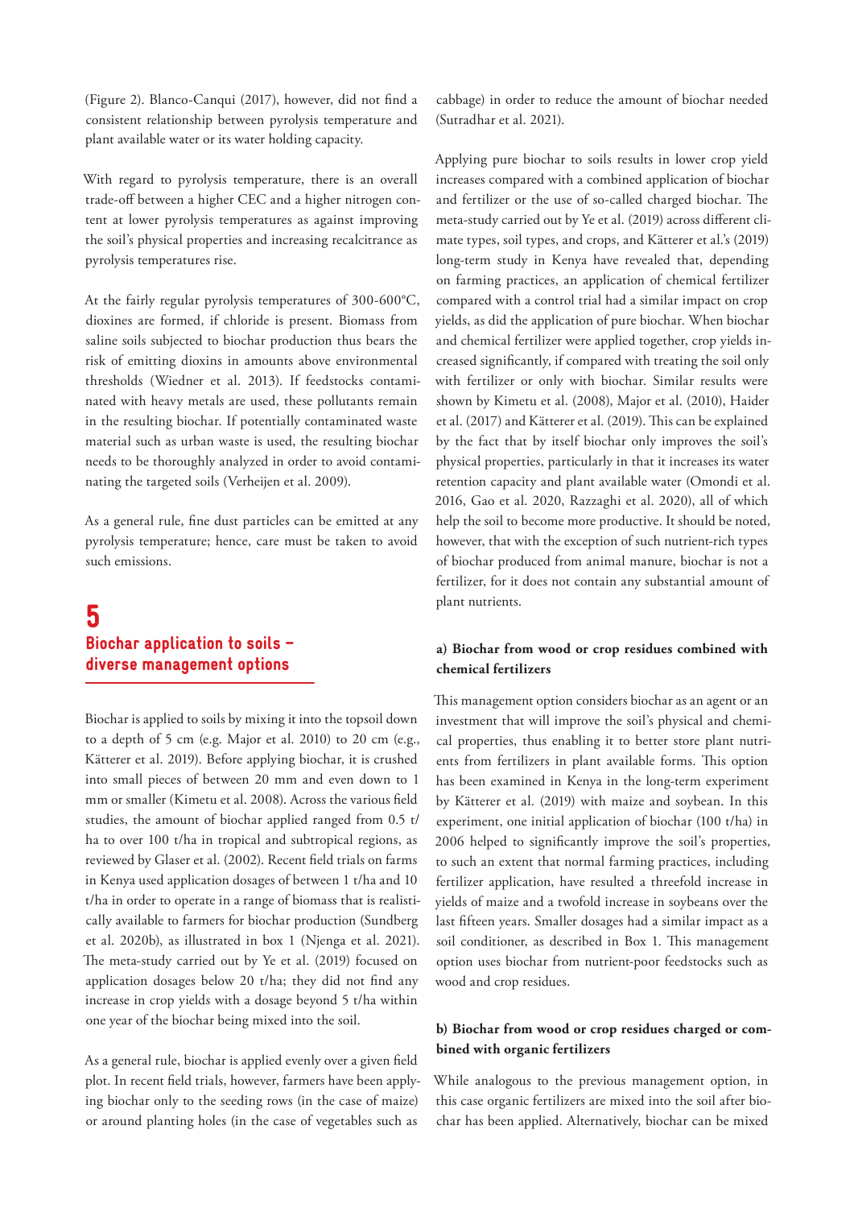(Figure 2). Blanco-Canqui (2017), however, did not find a consistent relationship between pyrolysis temperature and plant available water or its water holding capacity.

With regard to pyrolysis temperature, there is an overall trade-off between a higher CEC and a higher nitrogen content at lower pyrolysis temperatures as against improving the soil's physical properties and increasing recalcitrance as pyrolysis temperatures rise.

At the fairly regular pyrolysis temperatures of 300-600°C, dioxines are formed, if chloride is present. Biomass from saline soils subjected to biochar production thus bears the risk of emitting dioxins in amounts above environmental thresholds (Wiedner et al. 2013). If feedstocks contaminated with heavy metals are used, these pollutants remain in the resulting biochar. If potentially contaminated waste material such as urban waste is used, the resulting biochar needs to be thoroughly analyzed in order to avoid contaminating the targeted soils (Verheijen et al. 2009).

As a general rule, fine dust particles can be emitted at any pyrolysis temperature; hence, care must be taken to avoid such emissions.

# 5 Biochar application to soils – diverse management options

Biochar is applied to soils by mixing it into the topsoil down to a depth of 5 cm (e.g. Major et al. 2010) to 20 cm (e.g., Kätterer et al. 2019). Before applying biochar, it is crushed into small pieces of between 20 mm and even down to 1 mm or smaller (Kimetu et al. 2008). Across the various field studies, the amount of biochar applied ranged from 0.5 t/ha to over 100 t/ha in tropical and subtropical regions, as reviewed by Glaser et al. (2002). Recent field trials on farms in Kenya used application dosages of between 1 t/ha and 10 t/ha in order to operate in a range of biomass that is realistically available to farmers for biochar production (Sundberg et al. 2020b), as illustrated in box 1 (Njenga et al. 2021). The meta-study carried out by Ye et al. (2019) focused on application dosages below 20 t/ha; they did not find any increase in crop yields with a dosage beyond 5 t/ha within one year of the biochar being mixed into the soil.

As a general rule, biochar is applied evenly over a given field plot. In recent field trials, however, farmers have been applying biochar only to the seeding rows (in the case of maize) or around planting holes (in the case of vegetables such as cabbage) in order to reduce the amount of biochar needed (Sutradhar et al. 2021).

Applying pure biochar to soils results in lower crop yield increases compared with a combined application of biochar and fertilizer or the use of so-called charged biochar. The meta-study carried out by Ye et al. (2019) across different climate types, soil types, and crops, and Kätterer et al.'s (2019) long-term study in Kenya have revealed that, depending on farming practices, an application of chemical fertilizer compared with a control trial had a similar impact on crop yields, as did the application of pure biochar. When biochar and chemical fertilizer were applied together, crop yields increased significantly, if compared with treating the soil only with fertilizer or only with biochar. Similar results were shown by Kimetu et al. (2008), Major et al. (2010), Haider et al. (2017) and Kätterer et al. (2019). This can be explained by the fact that by itself biochar only improves the soil's physical properties, particularly in that it increases its water retention capacity and plant available water (Omondi et al. 2016, Gao et al. 2020, Razzaghi et al. 2020), all of which help the soil to become more productive. It should be noted, however, that with the exception of such nutrient-rich types of biochar produced from animal manure, biochar is not a fertilizer, for it does not contain any substantial amount of plant nutrients.

### a) Biochar from wood or crop residues combined with chemical fertilizers

This management option considers biochar as an agent or an investment that will improve the soil's physical and chemical properties, thus enabling it to better store plant nutrients from fertilizers in plant available forms. This option has been examined in Kenya in the long-term experiment by Kätterer et al. (2019) with maize and soybean. In this experiment, one initial application of biochar (100 t/ha) in 2006 helped to significantly improve the soil's properties, to such an extent that normal farming practices, including fertilizer application, have resulted a threefold increase in yields of maize and a twofold increase in soybeans over the last fifteen years. Smaller dosages had a similar impact as a soil conditioner, as described in Box 1. This management option uses biochar from nutrient-poor feedstocks such as wood and crop residues.

### b) Biochar from wood or crop residues charged or combined with organic fertilizers

While analogous to the previous management option, in this case organic fertilizers are mixed into the soil after biochar has been applied. Alternatively, biochar can be mixed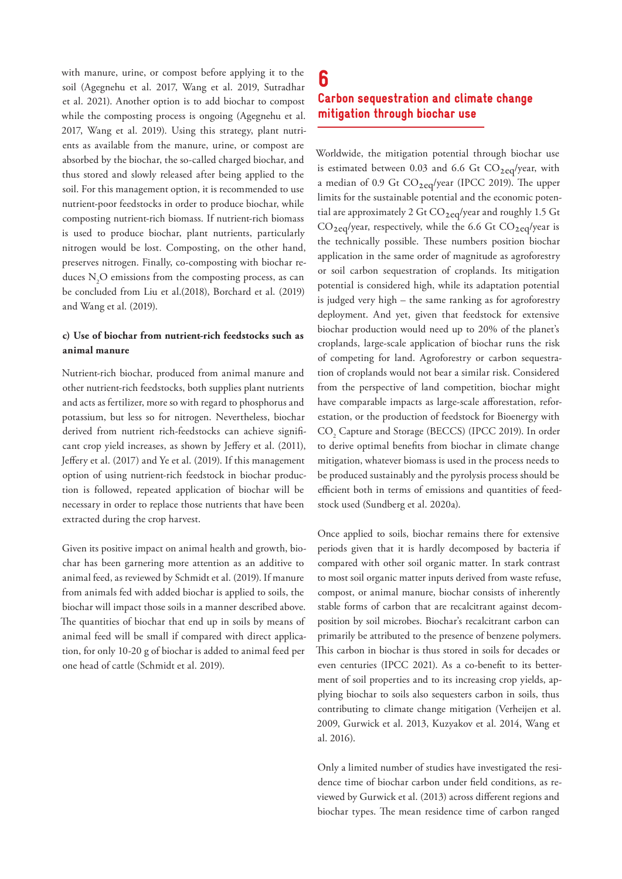with manure, urine, or compost before applying it to the soil (Agegnehu et al. 2017, Wang et al. 2019, Sutradhar et al. 2021). Another option is to add biochar to compost while the composting process is ongoing (Agegnehu et al. 2017, Wang et al. 2019). Using this strategy, plant nutrients as available from the manure, urine, or compost are absorbed by the biochar, the so-called charged biochar, and thus stored and slowly released after being applied to the soil. For this management option, it is recommended to use nutrient-poor feedstocks in order to produce biochar, while composting nutrient-rich biomass. If nutrient-rich biomass is used to produce biochar, plant nutrients, particularly nitrogen would be lost. Composting, on the other hand, preserves nitrogen. Finally, co-composting with biochar reduces $N_2O$ emissions from the composting process, as can be concluded from Liu et al.(2018), Borchard et al. (2019) and Wang et al. (2019).

**c) Use of biochar from nutrient-rich feedstocks such as animal manure**

Nutrient-rich biochar, produced from animal manure and other nutrient-rich feedstocks, both supplies plant nutrients and acts as fertilizer, more so with regard to phosphorus and potassium, but less so for nitrogen. Nevertheless, biochar derived from nutrient rich-feedstocks can achieve significant crop yield increases, as shown by Jeffery et al. (2011), Jeffery et al. (2017) and Ye et al. (2019). If this management option of using nutrient-rich feedstock in biochar production is followed, repeated application of biochar will be necessary in order to replace those nutrients that have been extracted during the crop harvest.

Given its positive impact on animal health and growth, biochar has been garnering more attention as an additive to animal feed, as reviewed by Schmidt et al. (2019). If manure from animals fed with added biochar is applied to soils, the biochar will impact those soils in a manner described above. The quantities of biochar that end up in soils by means of animal feed will be small if compared with direct application, for only 10-20 g of biochar is added to animal feed per one head of cattle (Schmidt et al. 2019).

# 6 Carbon sequestration and climate change mitigation through biochar use

Worldwide, the mitigation potential through biochar use is estimated between 0.03 and 6.6 Gt $CO_{2eq}$/year, with a median of 0.9 Gt $CO_{2eq}$/year (IPCC 2019). The upper limits for the sustainable potential and the economic potential are approximately 2 Gt $CO_{2eq}$/year and roughly 1.5 Gt $CO_{2eq}$/year, respectively, while the 6.6 Gt $CO_{2eq}$/year is the technically possible. These numbers position biochar application in the same order of magnitude as agroforestry or soil carbon sequestration of croplands. Its mitigation potential is considered high, while its adaptation potential is judged very high – the same ranking as for agroforestry deployment. And yet, given that feedstock for extensive biochar production would need up to 20% of the planet's croplands, large-scale application of biochar runs the risk of competing for land. Agroforestry or carbon sequestration of croplands would not bear a similar risk. Considered from the perspective of land competition, biochar might have comparable impacts as large-scale afforestation, reforestation, or the production of feedstock for Bioenergy with $CO_2$ Capture and Storage (BECCS) (IPCC 2019). In order to derive optimal benefits from biochar in climate change mitigation, whatever biomass is used in the process needs to be produced sustainably and the pyrolysis process should be efficient both in terms of emissions and quantities of feedstock used (Sundberg et al. 2020a).

Once applied to soils, biochar remains there for extensive periods given that it is hardly decomposed by bacteria if compared with other soil organic matter. In stark contrast to most soil organic matter inputs derived from waste refuse, compost, or animal manure, biochar consists of inherently stable forms of carbon that are recalcitrant against decomposition by soil microbes. Biochar's recalcitrant carbon can primarily be attributed to the presence of benzene polymers. This carbon in biochar is thus stored in soils for decades or even centuries (IPCC 2021). As a co-benefit to its betterment of soil properties and to its increasing crop yields, applying biochar to soils also sequesters carbon in soils, thus contributing to climate change mitigation (Verheijen et al. 2009, Gurwick et al. 2013, Kuzyakov et al. 2014, Wang et al. 2016).

Only a limited number of studies have investigated the residence time of biochar carbon under field conditions, as reviewed by Gurwick et al. (2013) across different regions and biochar types. The mean residence time of carbon ranged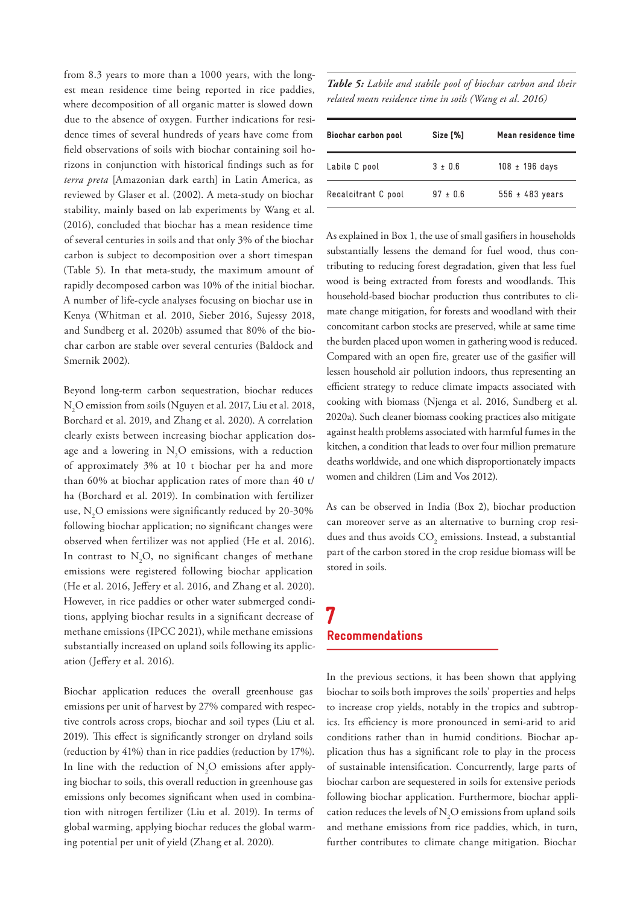from 8.3 years to more than a 1000 years, with the longest mean residence time being reported in rice paddies, where decomposition of all organic matter is slowed down due to the absence of oxygen. Further indications for residence times of several hundreds of years have come from field observations of soils with biochar containing soil horizons in conjunction with historical findings such as for *terra preta* [Amazonian dark earth] in Latin America, as reviewed by Glaser et al. (2002). A meta-study on biochar stability, mainly based on lab experiments by Wang et al. (2016), concluded that biochar has a mean residence time of several centuries in soils and that only 3% of the biochar carbon is subject to decomposition over a short timespan (Table 5). In that meta-study, the maximum amount of rapidly decomposed carbon was 10% of the initial biochar. A number of life-cycle analyses focusing on biochar use in Kenya (Whitman et al. 2010, Sieber 2016, Sujessy 2018, and Sundberg et al. 2020b) assumed that 80% of the biochar carbon are stable over several centuries (Baldock and Smernik 2002).

Beyond long-term carbon sequestration, biochar reduces $N_2O$ emission from soils (Nguyen et al. 2017, Liu et al. 2018, Borchard et al. 2019, and Zhang et al. 2020). A correlation clearly exists between increasing biochar application dosage and a lowering in $N_2O$ emissions, with a reduction of approximately 3% at 10 t biochar per ha and more than 60% at biochar application rates of more than 40 t/ha (Borchard et al. 2019). In combination with fertilizer use, $N_2O$ emissions were significantly reduced by 20-30% following biochar application; no significant changes were observed when fertilizer was not applied (He et al. 2016). In contrast to $N_2O$, no significant changes of methane emissions were registered following biochar application (He et al. 2016, Jeffery et al. 2016, and Zhang et al. 2020). However, in rice paddies or other water submerged conditions, applying biochar results in a significant decrease of methane emissions (IPCC 2021), while methane emissions substantially increased on upland soils following its application (Jeffery et al. 2016).

Biochar application reduces the overall greenhouse gas emissions per unit of harvest by 27% compared with respective controls across crops, biochar and soil types (Liu et al. 2019). This effect is significantly stronger on dryland soils (reduction by 41%) than in rice paddies (reduction by 17%). In line with the reduction of $N_2O$ emissions after applying biochar to soils, this overall reduction in greenhouse gas emissions only becomes significant when used in combination with nitrogen fertilizer (Liu et al. 2019). In terms of global warming, applying biochar reduces the global warming potential per unit of yield (Zhang et al. 2020).

***Table 5:*** *Labile and stabile pool of biochar carbon and their related mean residence time in soils (Wang et al. 2016)*

| Biochar carbon pool | Size [%] | Mean residence time |
|---|---|---|
| Labile C pool | 3 ± 0.6 | 108 ± 196 days |
| Recalcitrant C pool | 97 ± 0.6 | 556 ± 483 years |

As explained in Box 1, the use of small gasifiers in households substantially lessens the demand for fuel wood, thus contributing to reducing forest degradation, given that less fuel wood is being extracted from forests and woodlands. This household-based biochar production thus contributes to climate change mitigation, for forests and woodland with their concomitant carbon stocks are preserved, while at same time the burden placed upon women in gathering wood is reduced. Compared with an open fire, greater use of the gasifier will lessen household air pollution indoors, thus representing an efficient strategy to reduce climate impacts associated with cooking with biomass (Njenga et al. 2016, Sundberg et al. 2020a). Such cleaner biomass cooking practices also mitigate against health problems associated with harmful fumes in the kitchen, a condition that leads to over four million premature deaths worldwide, and one which disproportionately impacts women and children (Lim and Vos 2012).

As can be observed in India (Box 2), biochar production can moreover serve as an alternative to burning crop residues and thus avoids $CO_2$ emissions. Instead, a substantial part of the carbon stored in the crop residue biomass will be stored in soils.

# 7 Recommendations

In the previous sections, it has been shown that applying biochar to soils both improves the soils' properties and helps to increase crop yields, notably in the tropics and subtropics. Its efficiency is more pronounced in semi-arid to arid conditions rather than in humid conditions. Biochar application thus has a significant role to play in the process of sustainable intensification. Concurrently, large parts of biochar carbon are sequestered in soils for extensive periods following biochar application. Furthermore, biochar application reduces the levels of $N_2O$ emissions from upland soils and methane emissions from rice paddies, which, in turn, further contributes to climate change mitigation. Biochar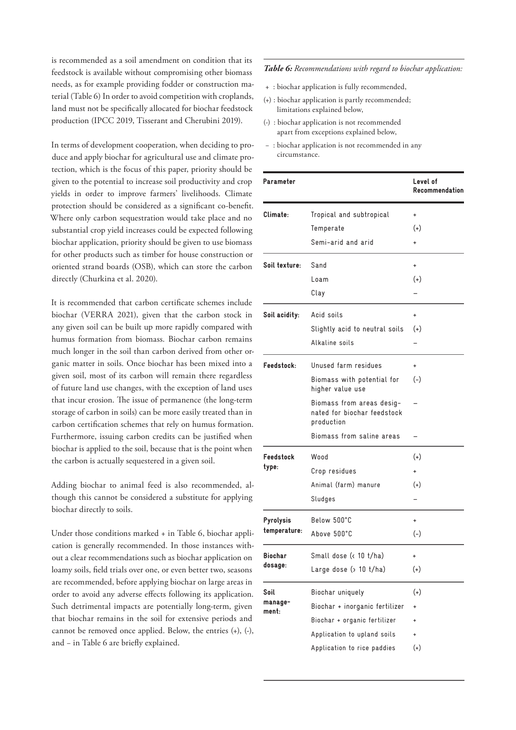is recommended as a soil amendment on condition that its feedstock is available without compromising other biomass needs, as for example providing fodder or construction material (Table 6) In order to avoid competition with croplands, land must not be specifically allocated for biochar feedstock production (IPCC 2019, Tisserant and Cherubini 2019).

In terms of development cooperation, when deciding to produce and apply biochar for agricultural use and climate protection, which is the focus of this paper, priority should be given to the potential to increase soil productivity and crop yields in order to improve farmers' livelihoods. Climate protection should be considered as a significant co-benefit. Where only carbon sequestration would take place and no substantial crop yield increases could be expected following biochar application, priority should be given to use biomass for other products such as timber for house construction or oriented strand boards (OSB), which can store the carbon directly (Churkina et al. 2020).

It is recommended that carbon certificate schemes include biochar (VERRA 2021), given that the carbon stock in any given soil can be built up more rapidly compared with humus formation from biomass. Biochar carbon remains much longer in the soil than carbon derived from other organic matter in soils. Once biochar has been mixed into a given soil, most of its carbon will remain there regardless of future land use changes, with the exception of land uses that incur erosion. The issue of permanence (the long-term storage of carbon in soils) can be more easily treated than in carbon certification schemes that rely on humus formation. Furthermore, issuing carbon credits can be justified when biochar is applied to the soil, because that is the point when the carbon is actually sequestered in a given soil.

Adding biochar to animal feed is also recommended, although this cannot be considered a substitute for applying biochar directly to soils.

Under those conditions marked + in Table 6, biochar application is generally recommended. In those instances without a clear recommendations such as biochar application on loamy soils, field trials over one, or even better two, seasons are recommended, before applying biochar on large areas in order to avoid any adverse effects following its application. Such detrimental impacts are potentially long-term, given that biochar remains in the soil for extensive periods and cannot be removed once applied. Below, the entries (+), (-), and – in Table 6 are briefly explained.

***Table 6:*** *Recommendations with regard to biochar application:*

- + : biochar application is fully recommended,
- (+) : biochar application is partly recommended; limitations explained below,
- (-) : biochar application is not recommended apart from exceptions explained below,
- – : biochar application is not recommended in any circumstance.

| Parameter | | Level of Recommendation |
|---|---|---|
| **Climate:** | Tropical and subtropical | + |
| | Temperate | (+) |
| | Semi-arid and arid | + |
| **Soil texture:** | Sand | + |
| | Loam | (+) |
| | Clay | – |
| **Soil acidity:** | Acid soils | + |
| | Slightly acid to neutral soils | (+) |
| | Alkaline soils | – |
| **Feedstock:** | Unused farm residues | + |
| | Biomass with potential for higher value use | (-) |
| | Biomass from areas designated for biochar feedstock production | – |
| | Biomass from saline areas | – |
| **Feedstock type:** | Wood | (+) |
| | Crop residues | + |
| | Animal (farm) manure | (+) |
| | Sludges | – |
| **Pyrolysis temperature:** | Below 500°C | + |
| | Above 500°C | (-) |
| **Biochar dosage:** | Small dose (< 10 t/ha) | + |
| | Large dose (> 10 t/ha) | (+) |
| **Soil management:** | Biochar uniquely | (+) |
| | Biochar + inorganic fertilizer | + |
| | Biochar + organic fertilizer | + |
| | Application to upland soils | + |
| | Application to rice paddies | (+) |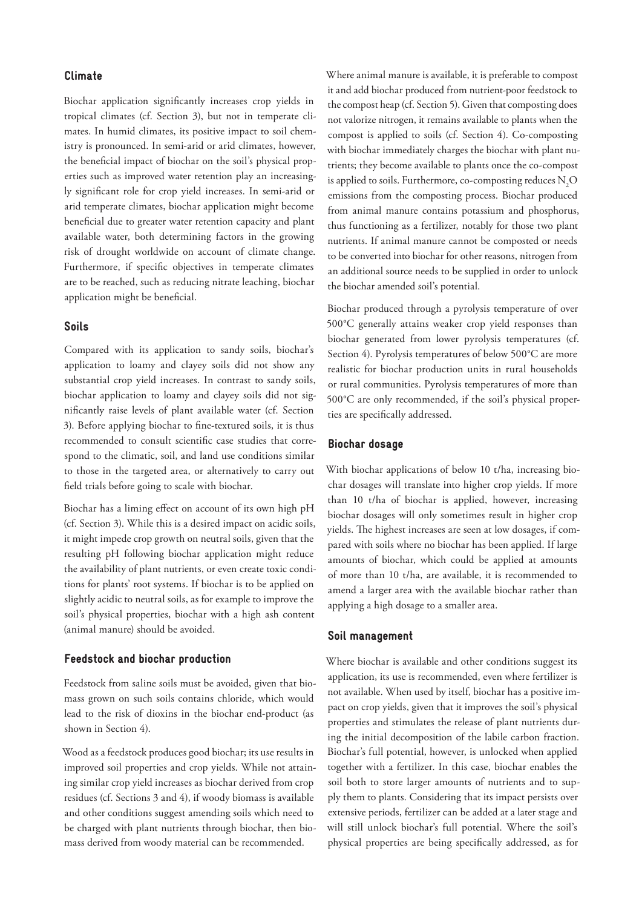## Climate

Biochar application significantly increases crop yields in tropical climates (cf. Section 3), but not in temperate climates. In humid climates, its positive impact to soil chemistry is pronounced. In semi-arid or arid climates, however, the beneficial impact of biochar on the soil's physical properties such as improved water retention play an increasingly significant role for crop yield increases. In semi-arid or arid temperate climates, biochar application might become beneficial due to greater water retention capacity and plant available water, both determining factors in the growing risk of drought worldwide on account of climate change. Furthermore, if specific objectives in temperate climates are to be reached, such as reducing nitrate leaching, biochar application might be beneficial.

## Soils

Compared with its application to sandy soils, biochar's application to loamy and clayey soils did not show any substantial crop yield increases. In contrast to sandy soils, biochar application to loamy and clayey soils did not significantly raise levels of plant available water (cf. Section 3). Before applying biochar to fine-textured soils, it is thus recommended to consult scientific case studies that correspond to the climatic, soil, and land use conditions similar to those in the targeted area, or alternatively to carry out field trials before going to scale with biochar.

Biochar has a liming effect on account of its own high pH (cf. Section 3). While this is a desired impact on acidic soils, it might impede crop growth on neutral soils, given that the resulting pH following biochar application might reduce the availability of plant nutrients, or even create toxic conditions for plants' root systems. If biochar is to be applied on slightly acidic to neutral soils, as for example to improve the soil's physical properties, biochar with a high ash content (animal manure) should be avoided.

## Feedstock and biochar production

Feedstock from saline soils must be avoided, given that biomass grown on such soils contains chloride, which would lead to the risk of dioxins in the biochar end-product (as shown in Section 4).

Wood as a feedstock produces good biochar; its use results in improved soil properties and crop yields. While not attaining similar crop yield increases as biochar derived from crop residues (cf. Sections 3 and 4), if woody biomass is available and other conditions suggest amending soils which need to be charged with plant nutrients through biochar, then biomass derived from woody material can be recommended.

Where animal manure is available, it is preferable to compost it and add biochar produced from nutrient-poor feedstock to the compost heap (cf. Section 5). Given that composting does not valorize nitrogen, it remains available to plants when the compost is applied to soils (cf. Section 4). Co-composting with biochar immediately charges the biochar with plant nutrients; they become available to plants once the co-compost is applied to soils. Furthermore, co-composting reduces $N_2O$ emissions from the composting process. Biochar produced from animal manure contains potassium and phosphorus, thus functioning as a fertilizer, notably for those two plant nutrients. If animal manure cannot be composted or needs to be converted into biochar for other reasons, nitrogen from an additional source needs to be supplied in order to unlock the biochar amended soil's potential.

Biochar produced through a pyrolysis temperature of over 500°C generally attains weaker crop yield responses than biochar generated from lower pyrolysis temperatures (cf. Section 4). Pyrolysis temperatures of below 500°C are more realistic for biochar production units in rural households or rural communities. Pyrolysis temperatures of more than 500°C are only recommended, if the soil's physical properties are specifically addressed.

## Biochar dosage

With biochar applications of below 10 t/ha, increasing biochar dosages will translate into higher crop yields. If more than 10 t/ha of biochar is applied, however, increasing biochar dosages will only sometimes result in higher crop yields. The highest increases are seen at low dosages, if compared with soils where no biochar has been applied. If large amounts of biochar, which could be applied at amounts of more than 10 t/ha, are available, it is recommended to amend a larger area with the available biochar rather than applying a high dosage to a smaller area.

## Soil management

Where biochar is available and other conditions suggest its application, its use is recommended, even where fertilizer is not available. When used by itself, biochar has a positive impact on crop yields, given that it improves the soil's physical properties and stimulates the release of plant nutrients during the initial decomposition of the labile carbon fraction. Biochar's full potential, however, is unlocked when applied together with a fertilizer. In this case, biochar enables the soil both to store larger amounts of nutrients and to supply them to plants. Considering that its impact persists over extensive periods, fertilizer can be added at a later stage and will still unlock biochar's full potential. Where the soil's physical properties are being specifically addressed, as for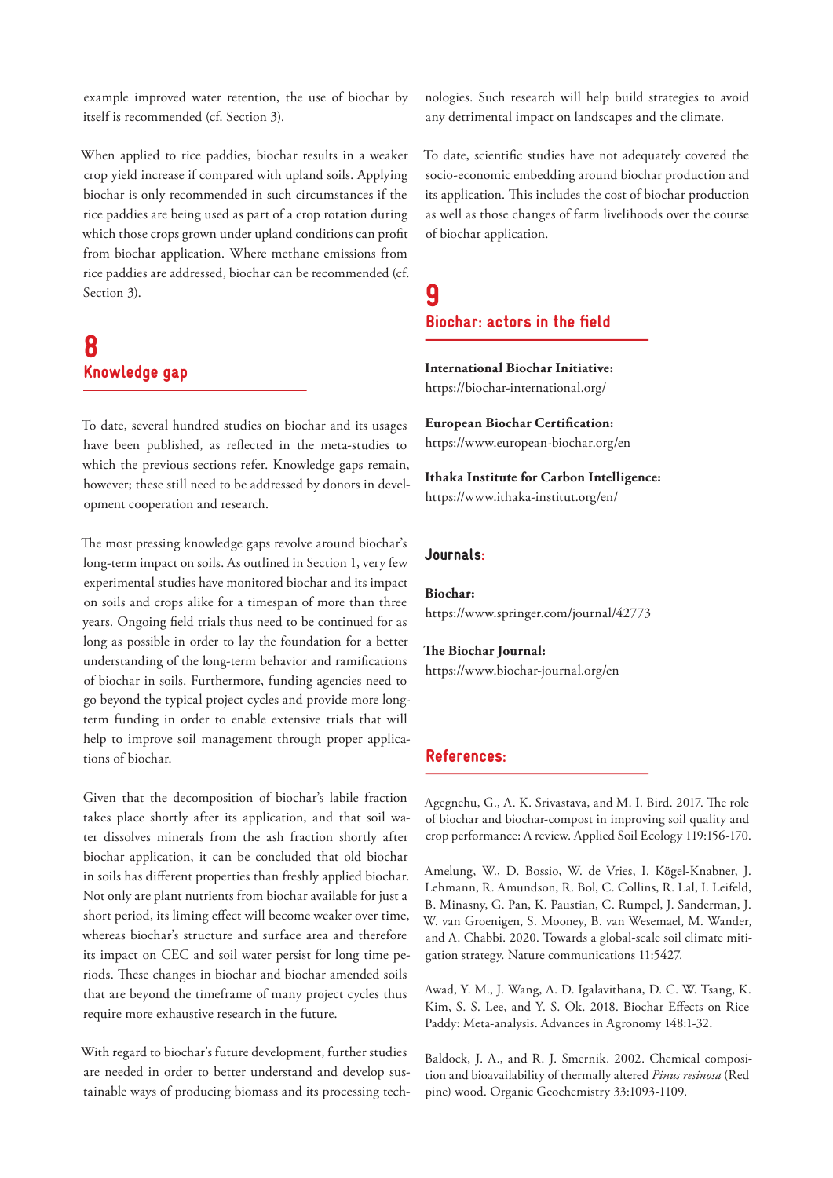example improved water retention, the use of biochar by itself is recommended (cf. Section 3).

When applied to rice paddies, biochar results in a weaker crop yield increase if compared with upland soils. Applying biochar is only recommended in such circumstances if the rice paddies are being used as part of a crop rotation during which those crops grown under upland conditions can profit from biochar application. Where methane emissions from rice paddies are addressed, biochar can be recommended (cf. Section 3).

## 8 Knowledge gap

To date, several hundred studies on biochar and its usages have been published, as reflected in the meta-studies to which the previous sections refer. Knowledge gaps remain, however; these still need to be addressed by donors in development cooperation and research.

The most pressing knowledge gaps revolve around biochar's long-term impact on soils. As outlined in Section 1, very few experimental studies have monitored biochar and its impact on soils and crops alike for a timespan of more than three years. Ongoing field trials thus need to be continued for as long as possible in order to lay the foundation for a better understanding of the long-term behavior and ramifications of biochar in soils. Furthermore, funding agencies need to go beyond the typical project cycles and provide more long-term funding in order to enable extensive trials that will help to improve soil management through proper applications of biochar.

Given that the decomposition of biochar's labile fraction takes place shortly after its application, and that soil water dissolves minerals from the ash fraction shortly after biochar application, it can be concluded that old biochar in soils has different properties than freshly applied biochar. Not only are plant nutrients from biochar available for just a short period, its liming effect will become weaker over time, whereas biochar's structure and surface area and therefore its impact on CEC and soil water persist for long time periods. These changes in biochar and biochar amended soils that are beyond the timeframe of many project cycles thus require more exhaustive research in the future.

With regard to biochar's future development, further studies are needed in order to better understand and develop sustainable ways of producing biomass and its processing technologies. Such research will help build strategies to avoid any detrimental impact on landscapes and the climate.

To date, scientific studies have not adequately covered the socio-economic embedding around biochar production and its application. This includes the cost of biochar production as well as those changes of farm livelihoods over the course of biochar application.

## 9 Biochar: actors in the field

**International Biochar Initiative:**
https://biochar-international.org/

**European Biochar Certification:**
https://www.european-biochar.org/en

**Ithaka Institute for Carbon Intelligence:**
https://www.ithaka-institut.org/en/

### Journals:

**Biochar:**
https://www.springer.com/journal/42773

**The Biochar Journal:**
https://www.biochar-journal.org/en

### References:

Agegnehu, G., A. K. Srivastava, and M. I. Bird. 2017. The role of biochar and biochar-compost in improving soil quality and crop performance: A review. Applied Soil Ecology 119:156-170.

Amelung, W., D. Bossio, W. de Vries, I. Kögel-Knabner, J. Lehmann, R. Amundson, R. Bol, C. Collins, R. Lal, I. Leifeld, B. Minasny, G. Pan, K. Paustian, C. Rumpel, J. Sanderman, J. W. van Groenigen, S. Mooney, B. van Wesemael, M. Wander, and A. Chabbi. 2020. Towards a global-scale soil climate mitigation strategy. Nature communications 11:5427.

Awad, Y. M., J. Wang, A. D. Igalavithana, D. C. W. Tsang, K. Kim, S. S. Lee, and Y. S. Ok. 2018. Biochar Effects on Rice Paddy: Meta-analysis. Advances in Agronomy 148:1-32.

Baldock, J. A., and R. J. Smernik. 2002. Chemical composition and bioavailability of thermally altered *Pinus resinosa* (Red pine) wood. Organic Geochemistry 33:1093-1109.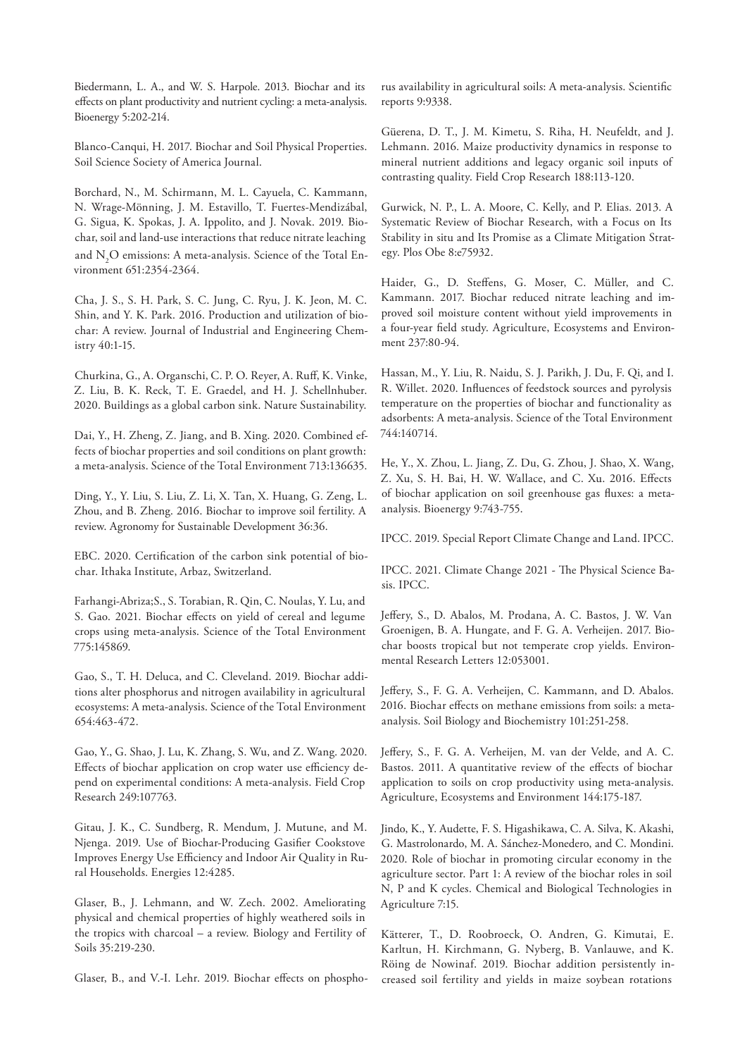Biedermann, L. A., and W. S. Harpole. 2013. Biochar and its effects on plant productivity and nutrient cycling: a meta-analysis. Bioenergy 5:202-214.

Blanco-Canqui, H. 2017. Biochar and Soil Physical Properties. Soil Science Society of America Journal.

Borchard, N., M. Schirmann, M. L. Cayuela, C. Kammann, N. Wrage-Mönning, J. M. Estavillo, T. Fuertes-Mendizábal, G. Sigua, K. Spokas, J. A. Ippolito, and J. Novak. 2019. Biochar, soil and land-use interactions that reduce nitrate leaching and $N_2O$ emissions: A meta-analysis. Science of the Total Environment 651:2354-2364.

Cha, J. S., S. H. Park, S. C. Jung, C. Ryu, J. K. Jeon, M. C. Shin, and Y. K. Park. 2016. Production and utilization of biochar: A review. Journal of Industrial and Engineering Chemistry 40:1-15.

Churkina, G., A. Organschi, C. P. O. Reyer, A. Ruff, K. Vinke, Z. Liu, B. K. Reck, T. E. Graedel, and H. J. Schellnhuber. 2020. Buildings as a global carbon sink. Nature Sustainability.

Dai, Y., H. Zheng, Z. Jiang, and B. Xing. 2020. Combined effects of biochar properties and soil conditions on plant growth: a meta-analysis. Science of the Total Environment 713:136635.

Ding, Y., Y. Liu, S. Liu, Z. Li, X. Tan, X. Huang, G. Zeng, L. Zhou, and B. Zheng. 2016. Biochar to improve soil fertility. A review. Agronomy for Sustainable Development 36:36.

EBC. 2020. Certification of the carbon sink potential of biochar. Ithaka Institute, Arbaz, Switzerland.

Farhangi-Abriza;S., S. Torabian, R. Qin, C. Noulas, Y. Lu, and S. Gao. 2021. Biochar effects on yield of cereal and legume crops using meta-analysis. Science of the Total Environment 775:145869.

Gao, S., T. H. Deluca, and C. Cleveland. 2019. Biochar additions alter phosphorus and nitrogen availability in agricultural ecosystems: A meta-analysis. Science of the Total Environment 654:463-472.

Gao, Y., G. Shao, J. Lu, K. Zhang, S. Wu, and Z. Wang. 2020. Effects of biochar application on crop water use efficiency depend on experimental conditions: A meta-analysis. Field Crop Research 249:107763.

Gitau, J. K., C. Sundberg, R. Mendum, J. Mutune, and M. Njenga. 2019. Use of Biochar-Producing Gasifier Cookstove Improves Energy Use Efficiency and Indoor Air Quality in Rural Households. Energies 12:4285.

Glaser, B., J. Lehmann, and W. Zech. 2002. Ameliorating physical and chemical properties of highly weathered soils in the tropics with charcoal – a review. Biology and Fertility of Soils 35:219-230.

Glaser, B., and V.-I. Lehr. 2019. Biochar effects on phosphorus availability in agricultural soils: A meta-analysis. Scientific reports 9:9338.

Güerena, D. T., J. M. Kimetu, S. Riha, H. Neufeldt, and J. Lehmann. 2016. Maize productivity dynamics in response to mineral nutrient additions and legacy organic soil inputs of contrasting quality. Field Crop Research 188:113-120.

Gurwick, N. P., L. A. Moore, C. Kelly, and P. Elias. 2013. A Systematic Review of Biochar Research, with a Focus on Its Stability in situ and Its Promise as a Climate Mitigation Strategy. Plos Obe 8:e75932.

Haider, G., D. Steffens, G. Moser, C. Müller, and C. Kammann. 2017. Biochar reduced nitrate leaching and improved soil moisture content without yield improvements in a four-year field study. Agriculture, Ecosystems and Environment 237:80-94.

Hassan, M., Y. Liu, R. Naidu, S. J. Parikh, J. Du, F. Qi, and I. R. Willet. 2020. Influences of feedstock sources and pyrolysis temperature on the properties of biochar and functionality as adsorbents: A meta-analysis. Science of the Total Environment 744:140714.

He, Y., X. Zhou, L. Jiang, Z. Du, G. Zhou, J. Shao, X. Wang, Z. Xu, S. H. Bai, H. W. Wallace, and C. Xu. 2016. Effects of biochar application on soil greenhouse gas fluxes: a meta-analysis. Bioenergy 9:743-755.

IPCC. 2019. Special Report Climate Change and Land. IPCC.

IPCC. 2021. Climate Change 2021 - The Physical Science Basis. IPCC.

Jeffery, S., D. Abalos, M. Prodana, A. C. Bastos, J. W. Van Groenigen, B. A. Hungate, and F. G. A. Verheijen. 2017. Biochar boosts tropical but not temperate crop yields. Environmental Research Letters 12:053001.

Jeffery, S., F. G. A. Verheijen, C. Kammann, and D. Abalos. 2016. Biochar effects on methane emissions from soils: a meta-analysis. Soil Biology and Biochemistry 101:251-258.

Jeffery, S., F. G. A. Verheijen, M. van der Velde, and A. C. Bastos. 2011. A quantitative review of the effects of biochar application to soils on crop productivity using meta-analysis. Agriculture, Ecosystems and Environment 144:175-187.

Jindo, K., Y. Audette, F. S. Higashikawa, C. A. Silva, K. Akashi, G. Mastrolonardo, M. A. Sánchez-Monedero, and C. Mondini. 2020. Role of biochar in promoting circular economy in the agriculture sector. Part 1: A review of the biochar roles in soil N, P and K cycles. Chemical and Biological Technologies in Agriculture 7:15.

Kätterer, T., D. Roobroeck, O. Andren, G. Kimutai, E. Karltun, H. Kirchmann, G. Nyberg, B. Vanlauwe, and K. Röing de Nowinaf. 2019. Biochar addition persistently increased soil fertility and yields in maize soybean rotations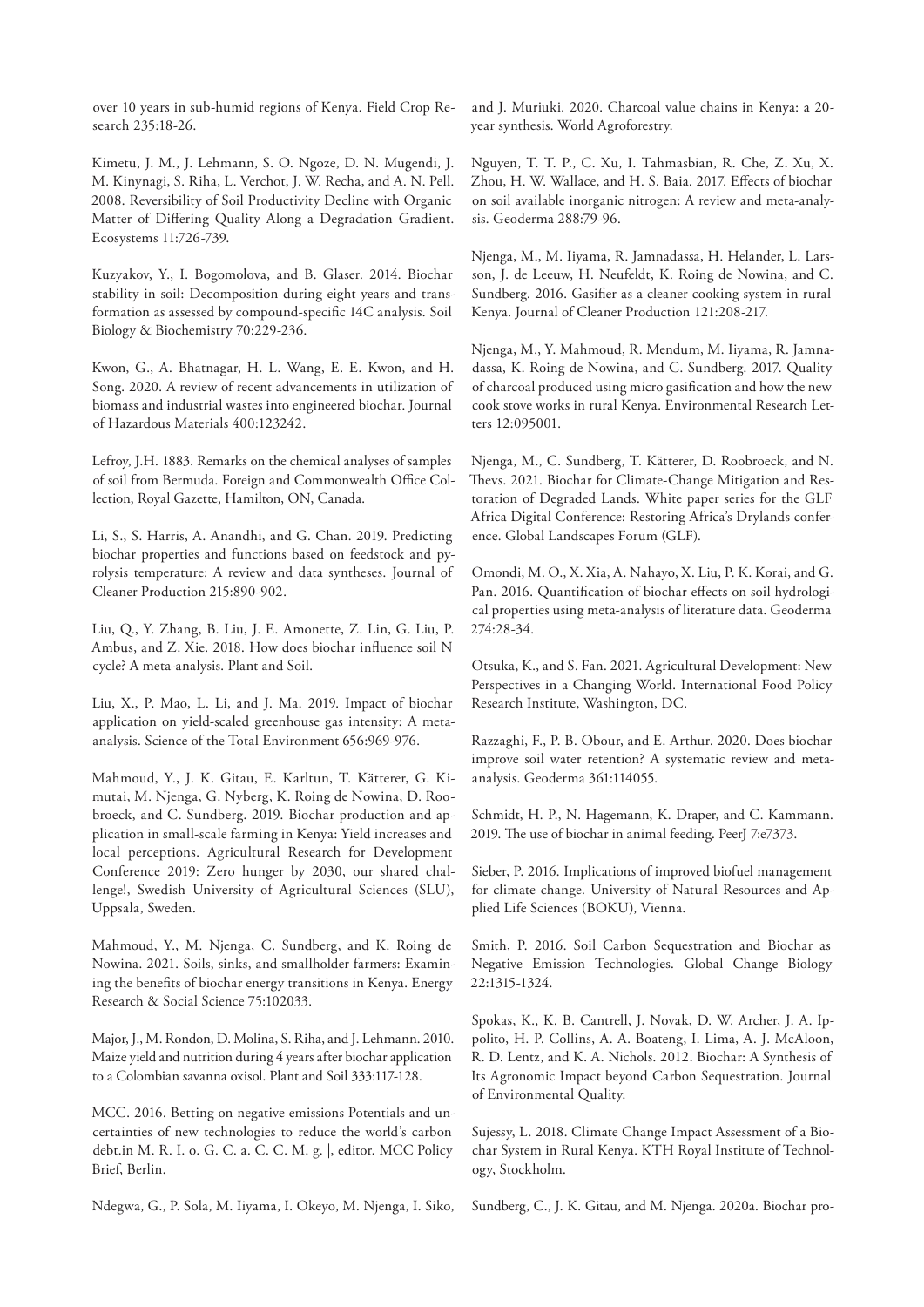over 10 years in sub-humid regions of Kenya. Field Crop Research 235:18-26.

Kimetu, J. M., J. Lehmann, S. O. Ngoze, D. N. Mugendi, J. M. Kinynagi, S. Riha, L. Verchot, J. W. Recha, and A. N. Pell. 2008. Reversibility of Soil Productivity Decline with Organic Matter of Differing Quality Along a Degradation Gradient. Ecosystems 11:726-739.

Kuzyakov, Y., I. Bogomolova, and B. Glaser. 2014. Biochar stability in soil: Decomposition during eight years and transformation as assessed by compound-specific 14C analysis. Soil Biology & Biochemistry 70:229-236.

Kwon, G., A. Bhatnagar, H. L. Wang, E. E. Kwon, and H. Song. 2020. A review of recent advancements in utilization of biomass and industrial wastes into engineered biochar. Journal of Hazardous Materials 400:123242.

Lefroy, J.H. 1883. Remarks on the chemical analyses of samples of soil from Bermuda. Foreign and Commonwealth Office Collection, Royal Gazette, Hamilton, ON, Canada.

Li, S., S. Harris, A. Anandhi, and G. Chan. 2019. Predicting biochar properties and functions based on feedstock and pyrolysis temperature: A review and data syntheses. Journal of Cleaner Production 215:890-902.

Liu, Q., Y. Zhang, B. Liu, J. E. Amonette, Z. Lin, G. Liu, P. Ambus, and Z. Xie. 2018. How does biochar influence soil N cycle? A meta-analysis. Plant and Soil.

Liu, X., P. Mao, L. Li, and J. Ma. 2019. Impact of biochar application on yield-scaled greenhouse gas intensity: A meta-analysis. Science of the Total Environment 656:969-976.

Mahmoud, Y., J. K. Gitau, E. Karltun, T. Kätterer, G. Kimutai, M. Njenga, G. Nyberg, K. Roing de Nowina, D. Roobroeck, and C. Sundberg. 2019. Biochar production and application in small-scale farming in Kenya: Yield increases and local perceptions. Agricultural Research for Development Conference 2019: Zero hunger by 2030, our shared challenge!, Swedish University of Agricultural Sciences (SLU), Uppsala, Sweden.

Mahmoud, Y., M. Njenga, C. Sundberg, and K. Roing de Nowina. 2021. Soils, sinks, and smallholder farmers: Examining the benefits of biochar energy transitions in Kenya. Energy Research & Social Science 75:102033.

Major, J., M. Rondon, D. Molina, S. Riha, and J. Lehmann. 2010. Maize yield and nutrition during 4 years after biochar application to a Colombian savanna oxisol. Plant and Soil 333:117-128.

MCC. 2016. Betting on negative emissions Potentials and uncertainties of new technologies to reduce the world's carbon debt.in M. R. I. o. G. C. a. C. C. M. g. |, editor. MCC Policy Brief, Berlin.

Ndegwa, G., P. Sola, M. Iiyama, I. Okeyo, M. Njenga, I. Siko, and J. Muriuki. 2020. Charcoal value chains in Kenya: a 20-year synthesis. World Agroforestry.

Nguyen, T. T. P., C. Xu, I. Tahmasbian, R. Che, Z. Xu, X. Zhou, H. W. Wallace, and H. S. Baia. 2017. Effects of biochar on soil available inorganic nitrogen: A review and meta-analysis. Geoderma 288:79-96.

Njenga, M., M. Iiyama, R. Jamnadassa, H. Helander, L. Larsson, J. de Leeuw, H. Neufeldt, K. Roing de Nowina, and C. Sundberg. 2016. Gasifier as a cleaner cooking system in rural Kenya. Journal of Cleaner Production 121:208-217.

Njenga, M., Y. Mahmoud, R. Mendum, M. Iiyama, R. Jamnadassa, K. Roing de Nowina, and C. Sundberg. 2017. Quality of charcoal produced using micro gasification and how the new cook stove works in rural Kenya. Environmental Research Letters 12:095001.

Njenga, M., C. Sundberg, T. Kätterer, D. Roobroeck, and N. Thevs. 2021. Biochar for Climate-Change Mitigation and Restoration of Degraded Lands. White paper series for the GLF Africa Digital Conference: Restoring Africa's Drylands conference. Global Landscapes Forum (GLF).

Omondi, M. O., X. Xia, A. Nahayo, X. Liu, P. K. Korai, and G. Pan. 2016. Quantification of biochar effects on soil hydrological properties using meta-analysis of literature data. Geoderma 274:28-34.

Otsuka, K., and S. Fan. 2021. Agricultural Development: New Perspectives in a Changing World. International Food Policy Research Institute, Washington, DC.

Razzaghi, F., P. B. Obour, and E. Arthur. 2020. Does biochar improve soil water retention? A systematic review and meta-analysis. Geoderma 361:114055.

Schmidt, H. P., N. Hagemann, K. Draper, and C. Kammann. 2019. The use of biochar in animal feeding. PeerJ 7:e7373.

Sieber, P. 2016. Implications of improved biofuel management for climate change. University of Natural Resources and Applied Life Sciences (BOKU), Vienna.

Smith, P. 2016. Soil Carbon Sequestration and Biochar as Negative Emission Technologies. Global Change Biology 22:1315-1324.

Spokas, K., K. B. Cantrell, J. Novak, D. W. Archer, J. A. Ippolito, H. P. Collins, A. A. Boateng, I. Lima, A. J. McAloon, R. D. Lentz, and K. A. Nichols. 2012. Biochar: A Synthesis of Its Agronomic Impact beyond Carbon Sequestration. Journal of Environmental Quality.

Sujessy, L. 2018. Climate Change Impact Assessment of a Biochar System in Rural Kenya. KTH Royal Institute of Technology, Stockholm.

Sundberg, C., J. K. Gitau, and M. Njenga. 2020a. Biochar pro-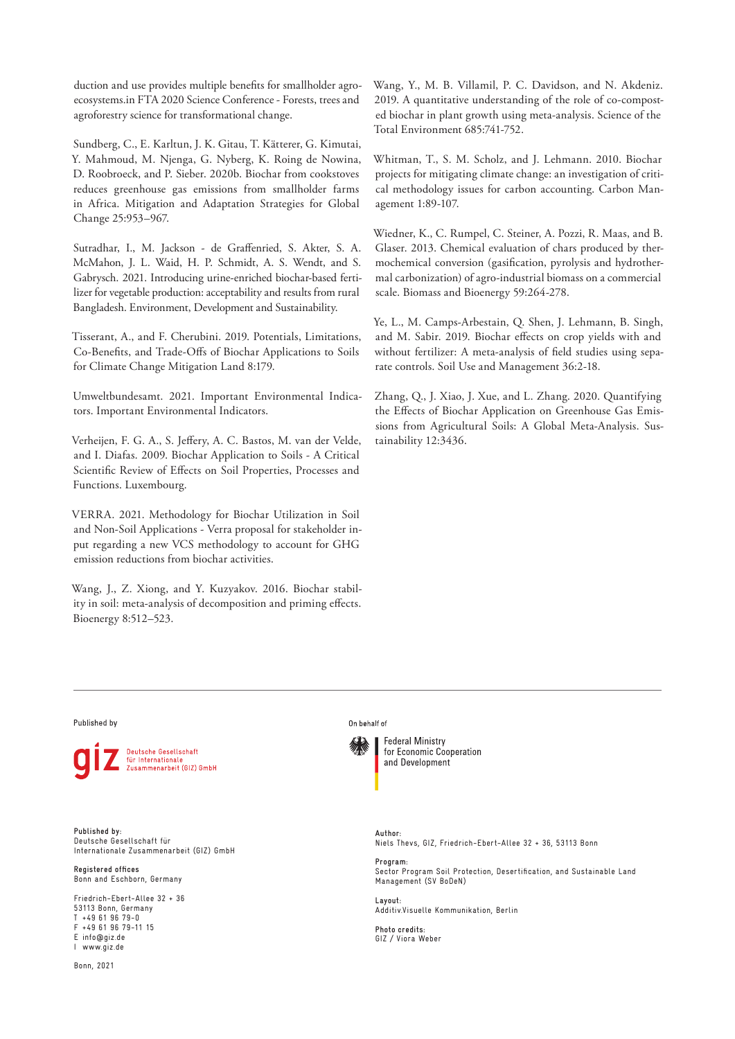duction and use provides multiple benefits for smallholder agroecosystems.in FTA 2020 Science Conference - Forests, trees and agroforestry science for transformational change.

Sundberg, C., E. Karltun, J. K. Gitau, T. Kätterer, G. Kimutai, Y. Mahmoud, M. Njenga, G. Nyberg, K. Roing de Nowina, D. Roobroeck, and P. Sieber. 2020b. Biochar from cookstoves reduces greenhouse gas emissions from smallholder farms in Africa. Mitigation and Adaptation Strategies for Global Change 25:953–967.

Sutradhar, I., M. Jackson - de Graffenried, S. Akter, S. A. McMahon, J. L. Waid, H. P. Schmidt, A. S. Wendt, and S. Gabrysch. 2021. Introducing urine-enriched biochar-based fertilizer for vegetable production: acceptability and results from rural Bangladesh. Environment, Development and Sustainability.

Tisserant, A., and F. Cherubini. 2019. Potentials, Limitations, Co-Benefits, and Trade-Offs of Biochar Applications to Soils for Climate Change Mitigation Land 8:179.

Umweltbundesamt. 2021. Important Environmental Indicators. Important Environmental Indicators.

Verheijen, F. G. A., S. Jeffery, A. C. Bastos, M. van der Velde, and I. Diafas. 2009. Biochar Application to Soils - A Critical Scientific Review of Effects on Soil Properties, Processes and Functions. Luxembourg.

VERRA. 2021. Methodology for Biochar Utilization in Soil and Non-Soil Applications - Verra proposal for stakeholder input regarding a new VCS methodology to account for GHG emission reductions from biochar activities.

Wang, J., Z. Xiong, and Y. Kuzyakov. 2016. Biochar stability in soil: meta-analysis of decomposition and priming effects. Bioenergy 8:512–523.

Wang, Y., M. B. Villamil, P. C. Davidson, and N. Akdeniz. 2019. A quantitative understanding of the role of co-composted biochar in plant growth using meta-analysis. Science of the Total Environment 685:741-752.

Whitman, T., S. M. Scholz, and J. Lehmann. 2010. Biochar projects for mitigating climate change: an investigation of critical methodology issues for carbon accounting. Carbon Management 1:89-107.

Wiedner, K., C. Rumpel, C. Steiner, A. Pozzi, R. Maas, and B. Glaser. 2013. Chemical evaluation of chars produced by thermochemical conversion (gasification, pyrolysis and hydrothermal carbonization) of agro-industrial biomass on a commercial scale. Biomass and Bioenergy 59:264-278.

Ye, L., M. Camps-Arbestain, Q. Shen, J. Lehmann, B. Singh, and M. Sabir. 2019. Biochar effects on crop yields with and without fertilizer: A meta-analysis of field studies using separate controls. Soil Use and Management 36:2-18.

Zhang, Q., J. Xiao, J. Xue, and L. Zhang. 2020. Quantifying the Effects of Biochar Application on Greenhouse Gas Emissions from Agricultural Soils: A Global Meta-Analysis. Sustainability 12:3436.

---

Published by

giz Deutsche Gesellschaft für Internationale Zusammenarbeit (GIZ) GmbH

On behalf of

Federal Ministry for Economic Cooperation and Development

**Published by:**
Deutsche Gesellschaft für Internationale Zusammenarbeit (GIZ) GmbH

**Registered offices**
Bonn and Eschborn, Germany

Friedrich-Ebert-Allee 32 + 36
53113 Bonn, Germany
T +49 61 96 79-0
F +49 61 96 79-11 15
E info@giz.de
I www.giz.de

Bonn, 2021

**Author:**
Niels Thevs, GIZ, Friedrich-Ebert-Allee 32 + 36, 53113 Bonn

**Program:**
Sector Program Soil Protection, Desertification, and Sustainable Land Management (SV BoDeN)

**Layout:**
Additiv.Visuelle Kommunikation, Berlin

**Photo credits:**
GIZ / Viora Weber